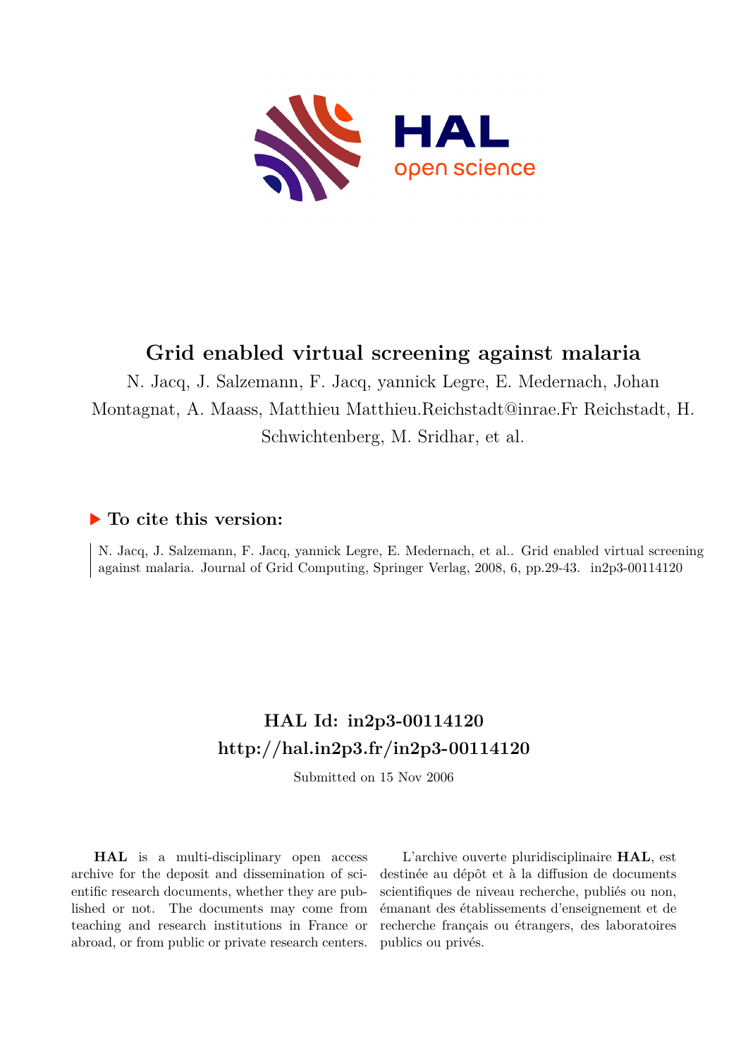# Grid enabled virtual screening against malaria

N. Jacq, J. Salzemann, F. Jacq, yannick Legre, E. Medernach, Johan Montagnat, A. Maass, Matthieu Matthieu.Reichstadt@inrae.Fr Reichstadt, H. Schwichtenberg, M. Sridhar, et al.

## ▶ To cite this version:

N. Jacq, J. Salzemann, F. Jacq, yannick Legre, E. Medernach, et al.. Grid enabled virtual screening against malaria. Journal of Grid Computing, Springer Verlag, 2008, 6, pp.29-43. in2p3-00114120

## HAL Id: in2p3-00114120

## http://hal.in2p3.fr/in2p3-00114120

Submitted on 15 Nov 2006

**HAL** is a multi-disciplinary open access archive for the deposit and dissemination of scientific research documents, whether they are published or not. The documents may come from teaching and research institutions in France or abroad, or from public or private research centers.

L'archive ouverte pluridisciplinaire **HAL**, est destinée au dépôt et à la diffusion de documents scientifiques de niveau recherche, publiés ou non, émanant des établissements d'enseignement et de recherche français ou étrangers, des laboratoires publics ou privés.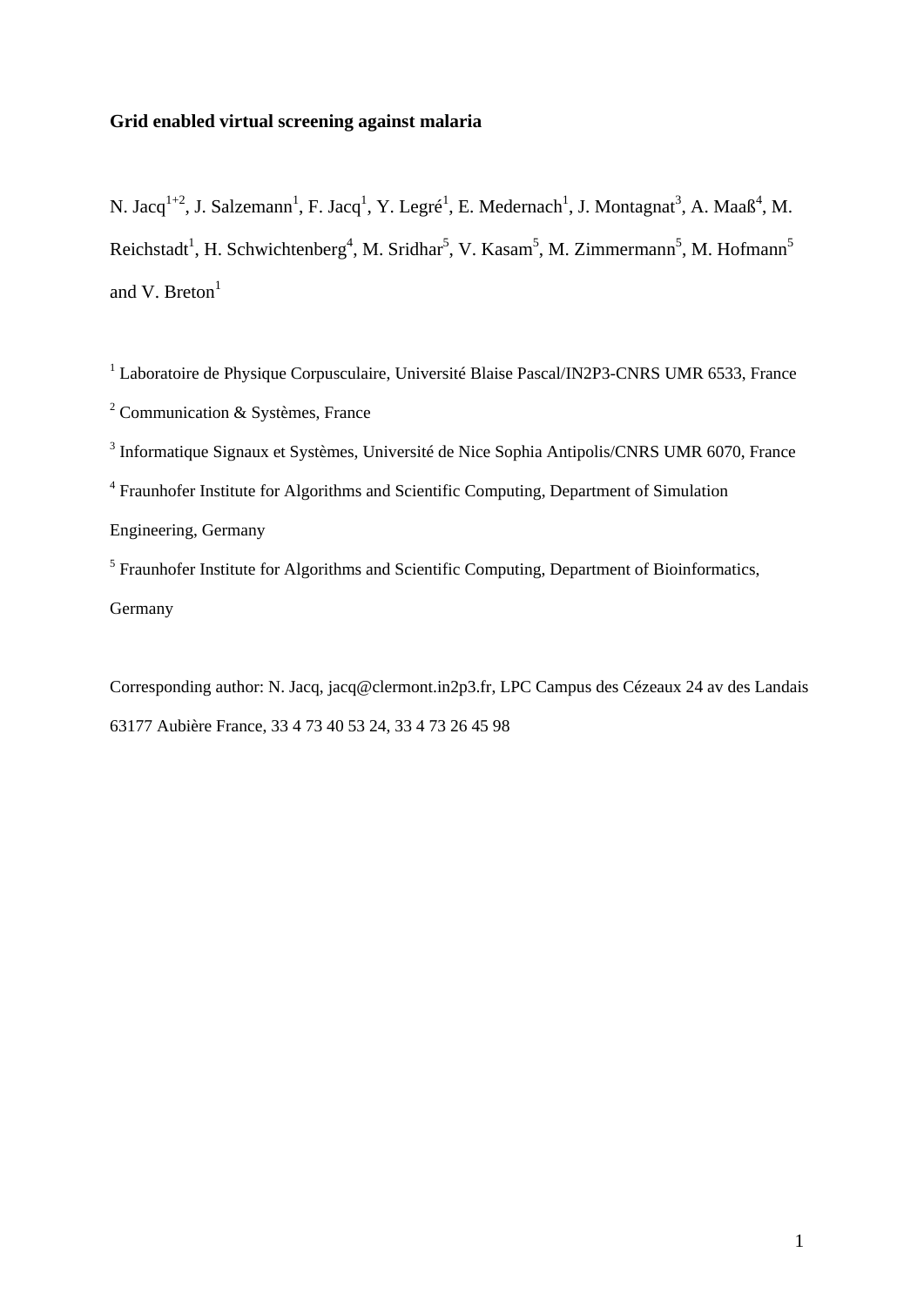**Grid enabled virtual screening against malaria**

N. Jacq[1+2], J. Salzemann[1], F. Jacq[1], Y. Legré[1], E. Medernach[1], J. Montagnat[3], A. Maaß[4], M. Reichstadt[1], H. Schwichtenberg[4], M. Sridhar[5], V. Kasam[5], M. Zimmermann[5], M. Hofmann[5] and V. Breton[1]

[1] Laboratoire de Physique Corpusculaire, Université Blaise Pascal/IN2P3-CNRS UMR 6533, France

[2] Communication & Systèmes, France

[3] Informatique Signaux et Systèmes, Université de Nice Sophia Antipolis/CNRS UMR 6070, France

[4] Fraunhofer Institute for Algorithms and Scientific Computing, Department of Simulation Engineering, Germany

[5] Fraunhofer Institute for Algorithms and Scientific Computing, Department of Bioinformatics, Germany

Corresponding author: N. Jacq, jacq@clermont.in2p3.fr, LPC Campus des Cézeaux 24 av des Landais 63177 Aubière France, 33 4 73 40 53 24, 33 4 73 26 45 98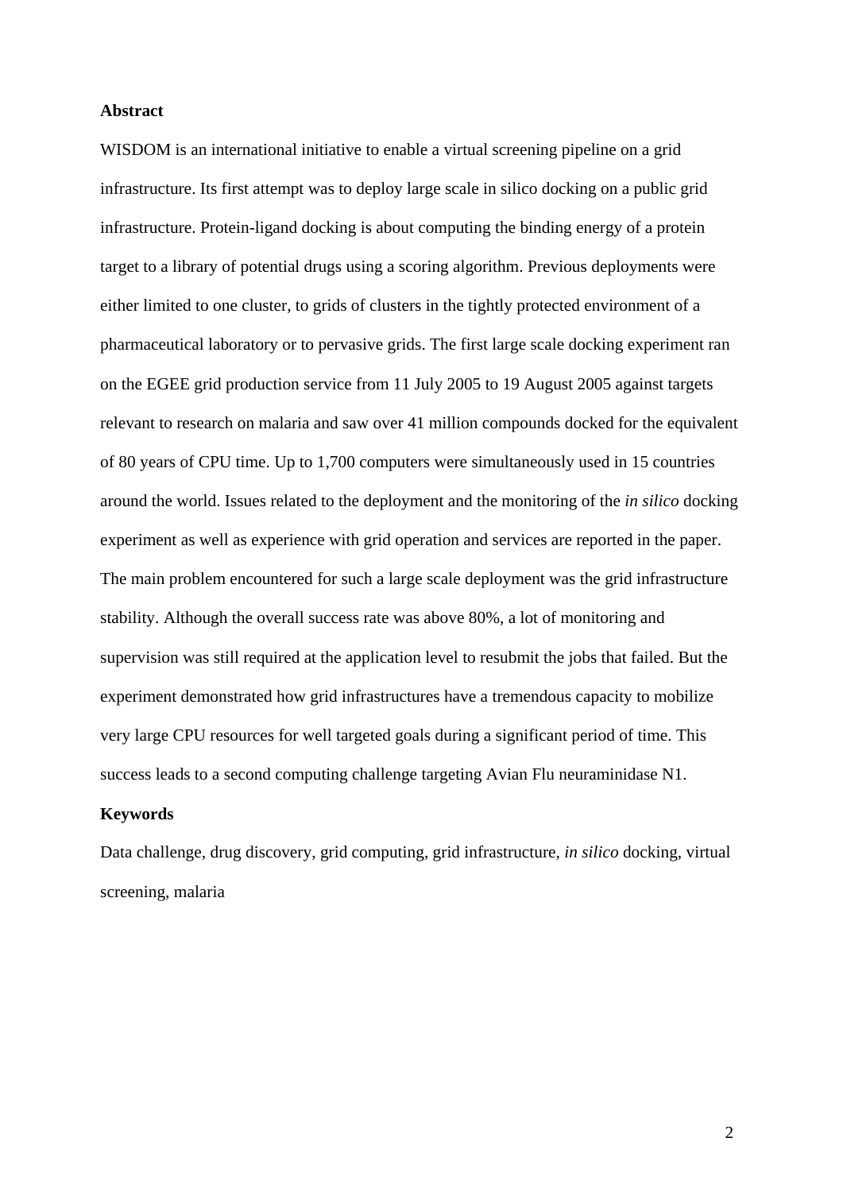**Abstract**

WISDOM is an international initiative to enable a virtual screening pipeline on a grid infrastructure. Its first attempt was to deploy large scale in silico docking on a public grid infrastructure. Protein-ligand docking is about computing the binding energy of a protein target to a library of potential drugs using a scoring algorithm. Previous deployments were either limited to one cluster, to grids of clusters in the tightly protected environment of a pharmaceutical laboratory or to pervasive grids. The first large scale docking experiment ran on the EGEE grid production service from 11 July 2005 to 19 August 2005 against targets relevant to research on malaria and saw over 41 million compounds docked for the equivalent of 80 years of CPU time. Up to 1,700 computers were simultaneously used in 15 countries around the world. Issues related to the deployment and the monitoring of the *in silico* docking experiment as well as experience with grid operation and services are reported in the paper. The main problem encountered for such a large scale deployment was the grid infrastructure stability. Although the overall success rate was above 80%, a lot of monitoring and supervision was still required at the application level to resubmit the jobs that failed. But the experiment demonstrated how grid infrastructures have a tremendous capacity to mobilize very large CPU resources for well targeted goals during a significant period of time. This success leads to a second computing challenge targeting Avian Flu neuraminidase N1.

**Keywords**

Data challenge, drug discovery, grid computing, grid infrastructure, *in silico* docking, virtual screening, malaria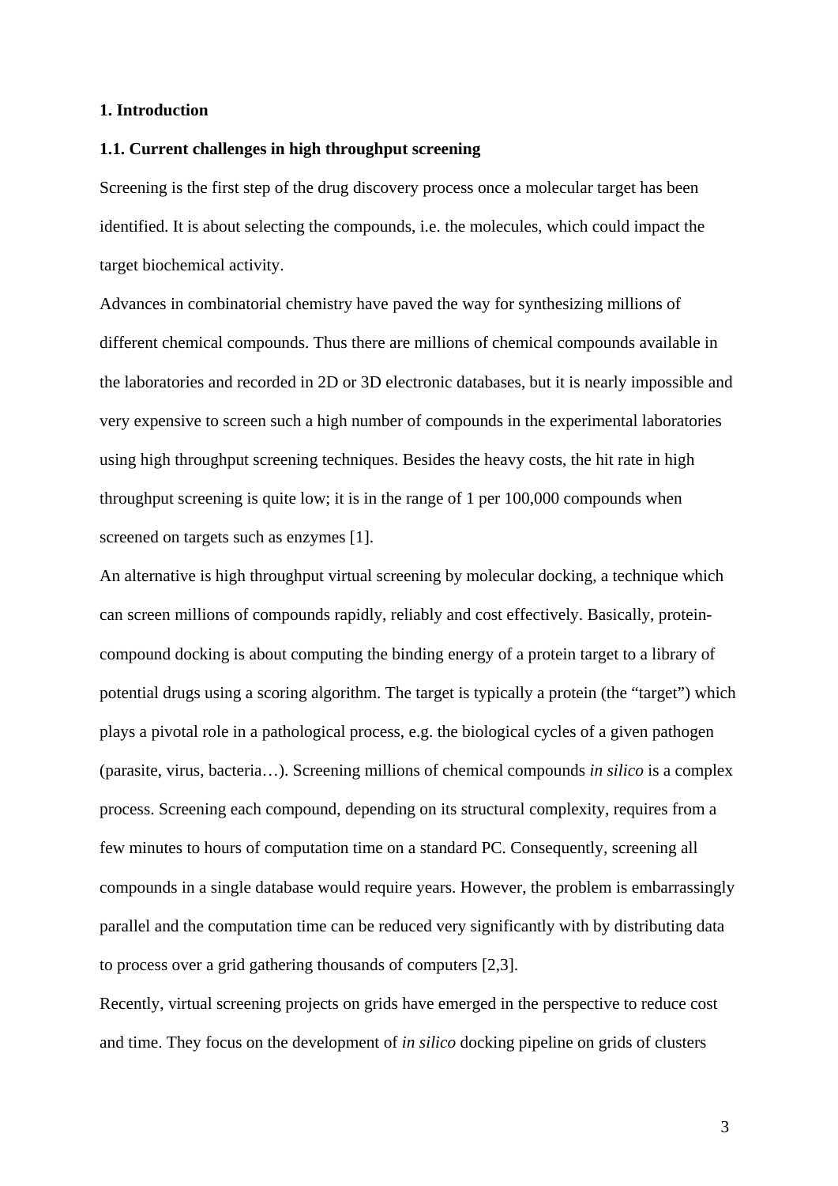# 1. Introduction

## 1.1. Current challenges in high throughput screening

Screening is the first step of the drug discovery process once a molecular target has been identified. It is about selecting the compounds, i.e. the molecules, which could impact the target biochemical activity.

Advances in combinatorial chemistry have paved the way for synthesizing millions of different chemical compounds. Thus there are millions of chemical compounds available in the laboratories and recorded in 2D or 3D electronic databases, but it is nearly impossible and very expensive to screen such a high number of compounds in the experimental laboratories using high throughput screening techniques. Besides the heavy costs, the hit rate in high throughput screening is quite low; it is in the range of 1 per 100,000 compounds when screened on targets such as enzymes [1].

An alternative is high throughput virtual screening by molecular docking, a technique which can screen millions of compounds rapidly, reliably and cost effectively. Basically, protein-compound docking is about computing the binding energy of a protein target to a library of potential drugs using a scoring algorithm. The target is typically a protein (the "target") which plays a pivotal role in a pathological process, e.g. the biological cycles of a given pathogen (parasite, virus, bacteria…). Screening millions of chemical compounds *in silico* is a complex process. Screening each compound, depending on its structural complexity, requires from a few minutes to hours of computation time on a standard PC. Consequently, screening all compounds in a single database would require years. However, the problem is embarrassingly parallel and the computation time can be reduced very significantly with by distributing data to process over a grid gathering thousands of computers [2,3].

Recently, virtual screening projects on grids have emerged in the perspective to reduce cost and time. They focus on the development of *in silico* docking pipeline on grids of clusters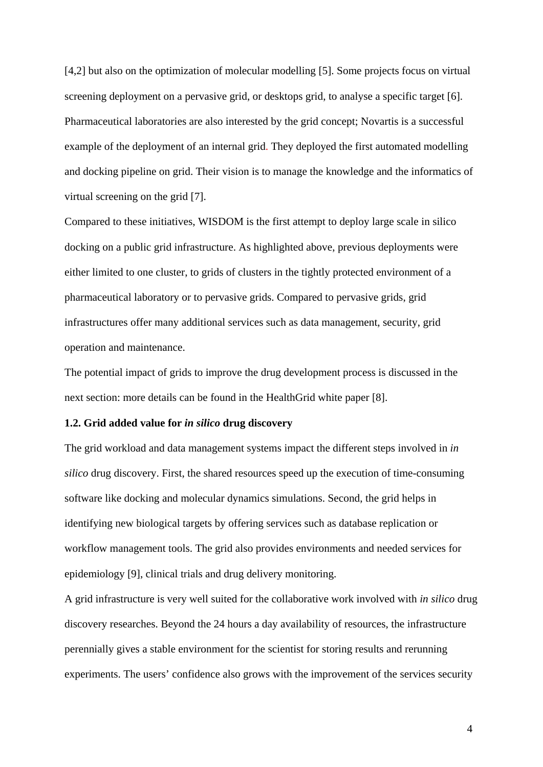[4,2] but also on the optimization of molecular modelling [5]. Some projects focus on virtual screening deployment on a pervasive grid, or desktops grid, to analyse a specific target [6]. Pharmaceutical laboratories are also interested by the grid concept; Novartis is a successful example of the deployment of an internal grid. They deployed the first automated modelling and docking pipeline on grid. Their vision is to manage the knowledge and the informatics of virtual screening on the grid [7].

Compared to these initiatives, WISDOM is the first attempt to deploy large scale in silico docking on a public grid infrastructure. As highlighted above, previous deployments were either limited to one cluster, to grids of clusters in the tightly protected environment of a pharmaceutical laboratory or to pervasive grids. Compared to pervasive grids, grid infrastructures offer many additional services such as data management, security, grid operation and maintenance.

The potential impact of grids to improve the drug development process is discussed in the next section: more details can be found in the HealthGrid white paper [8].

### 1.2. Grid added value for *in silico* drug discovery

The grid workload and data management systems impact the different steps involved in *in silico* drug discovery. First, the shared resources speed up the execution of time-consuming software like docking and molecular dynamics simulations. Second, the grid helps in identifying new biological targets by offering services such as database replication or workflow management tools. The grid also provides environments and needed services for epidemiology [9], clinical trials and drug delivery monitoring.

A grid infrastructure is very well suited for the collaborative work involved with *in silico* drug discovery researches. Beyond the 24 hours a day availability of resources, the infrastructure perennially gives a stable environment for the scientist for storing results and rerunning experiments. The users' confidence also grows with the improvement of the services security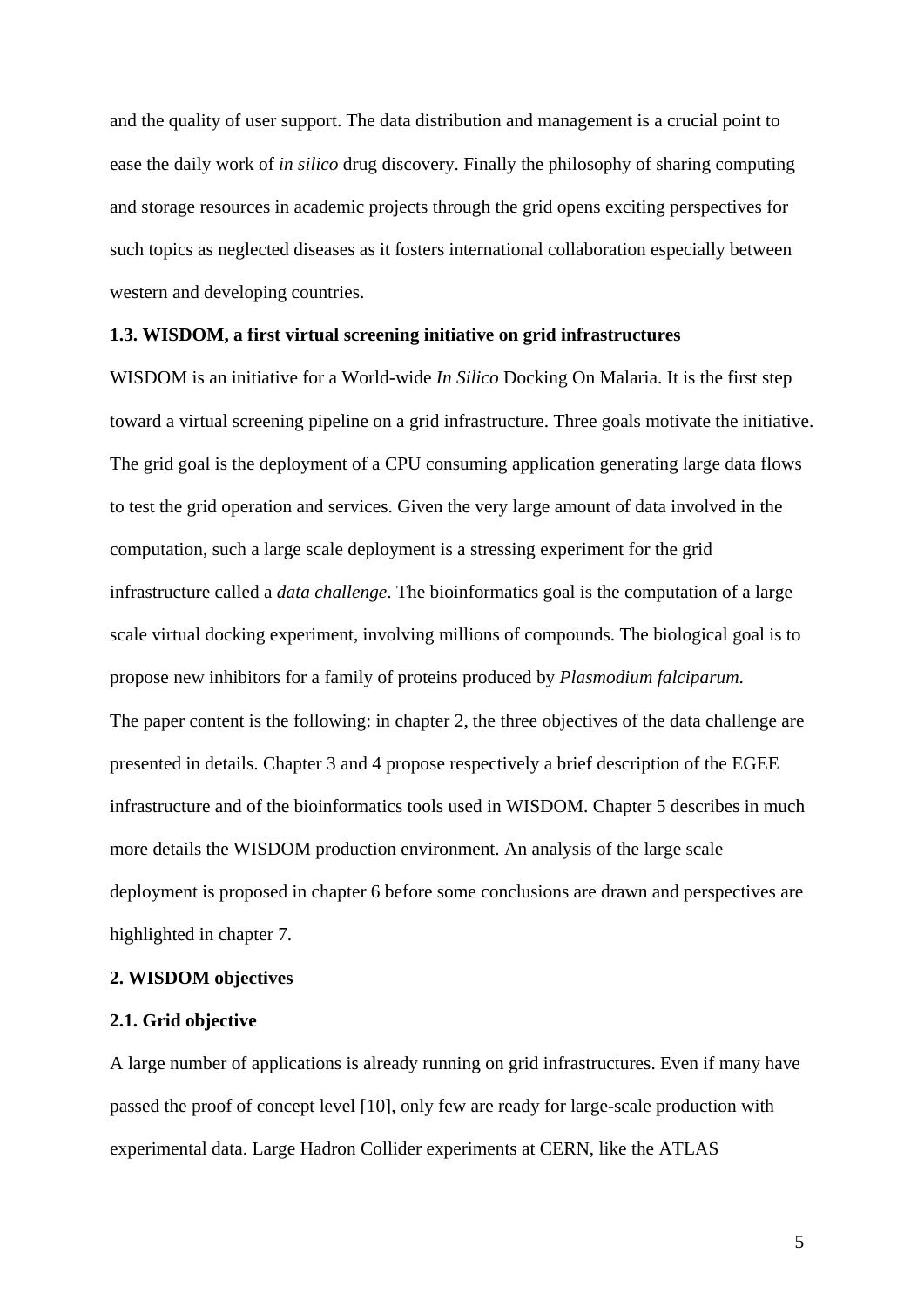and the quality of user support. The data distribution and management is a crucial point to ease the daily work of *in silico* drug discovery. Finally the philosophy of sharing computing and storage resources in academic projects through the grid opens exciting perspectives for such topics as neglected diseases as it fosters international collaboration especially between western and developing countries.

### 1.3. WISDOM, a first virtual screening initiative on grid infrastructures

WISDOM is an initiative for a World-wide *In Silico* Docking On Malaria. It is the first step toward a virtual screening pipeline on a grid infrastructure. Three goals motivate the initiative. The grid goal is the deployment of a CPU consuming application generating large data flows to test the grid operation and services. Given the very large amount of data involved in the computation, such a large scale deployment is a stressing experiment for the grid infrastructure called a *data challenge*. The bioinformatics goal is the computation of a large scale virtual docking experiment, involving millions of compounds. The biological goal is to propose new inhibitors for a family of proteins produced by *Plasmodium falciparum*.

The paper content is the following: in chapter 2, the three objectives of the data challenge are presented in details. Chapter 3 and 4 propose respectively a brief description of the EGEE infrastructure and of the bioinformatics tools used in WISDOM. Chapter 5 describes in much more details the WISDOM production environment. An analysis of the large scale deployment is proposed in chapter 6 before some conclusions are drawn and perspectives are highlighted in chapter 7.

## 2. WISDOM objectives

### 2.1. Grid objective

A large number of applications is already running on grid infrastructures. Even if many have passed the proof of concept level [10], only few are ready for large-scale production with experimental data. Large Hadron Collider experiments at CERN, like the ATLAS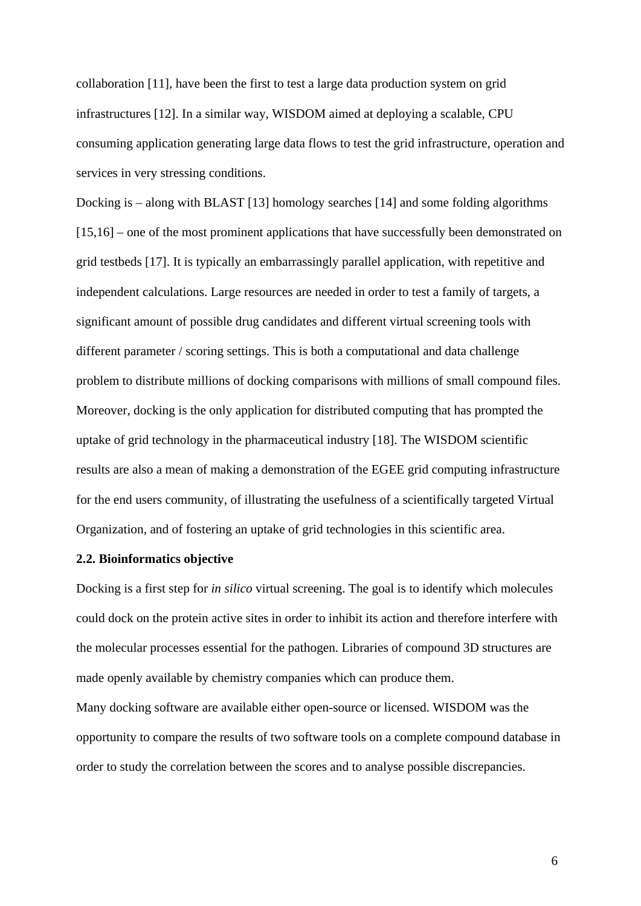collaboration [11], have been the first to test a large data production system on grid infrastructures [12]. In a similar way, WISDOM aimed at deploying a scalable, CPU consuming application generating large data flows to test the grid infrastructure, operation and services in very stressing conditions.

Docking is – along with BLAST [13] homology searches [14] and some folding algorithms [15,16] – one of the most prominent applications that have successfully been demonstrated on grid testbeds [17]. It is typically an embarrassingly parallel application, with repetitive and independent calculations. Large resources are needed in order to test a family of targets, a significant amount of possible drug candidates and different virtual screening tools with different parameter / scoring settings. This is both a computational and data challenge problem to distribute millions of docking comparisons with millions of small compound files. Moreover, docking is the only application for distributed computing that has prompted the uptake of grid technology in the pharmaceutical industry [18]. The WISDOM scientific results are also a mean of making a demonstration of the EGEE grid computing infrastructure for the end users community, of illustrating the usefulness of a scientifically targeted Virtual Organization, and of fostering an uptake of grid technologies in this scientific area.

### 2.2. Bioinformatics objective

Docking is a first step for *in silico* virtual screening. The goal is to identify which molecules could dock on the protein active sites in order to inhibit its action and therefore interfere with the molecular processes essential for the pathogen. Libraries of compound 3D structures are made openly available by chemistry companies which can produce them.

Many docking software are available either open-source or licensed. WISDOM was the opportunity to compare the results of two software tools on a complete compound database in order to study the correlation between the scores and to analyse possible discrepancies.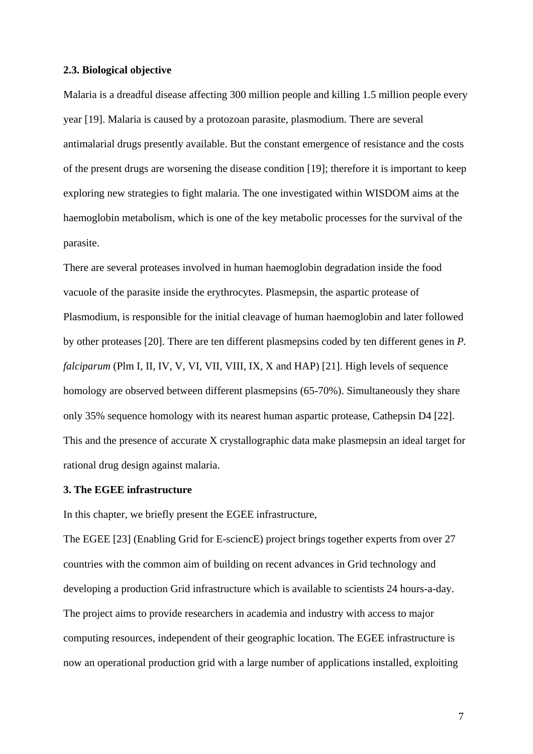### 2.3. Biological objective

Malaria is a dreadful disease affecting 300 million people and killing 1.5 million people every year [19]. Malaria is caused by a protozoan parasite, plasmodium. There are several antimalarial drugs presently available. But the constant emergence of resistance and the costs of the present drugs are worsening the disease condition [19]; therefore it is important to keep exploring new strategies to fight malaria. The one investigated within WISDOM aims at the haemoglobin metabolism, which is one of the key metabolic processes for the survival of the parasite.

There are several proteases involved in human haemoglobin degradation inside the food vacuole of the parasite inside the erythrocytes. Plasmepsin, the aspartic protease of Plasmodium, is responsible for the initial cleavage of human haemoglobin and later followed by other proteases [20]. There are ten different plasmepsins coded by ten different genes in *P. falciparum* (Plm I, II, IV, V, VI, VII, VIII, IX, X and HAP) [21]. High levels of sequence homology are observed between different plasmepsins (65-70%). Simultaneously they share only 35% sequence homology with its nearest human aspartic protease, Cathepsin D4 [22]. This and the presence of accurate X crystallographic data make plasmepsin an ideal target for rational drug design against malaria.

## 3. The EGEE infrastructure

In this chapter, we briefly present the EGEE infrastructure,

The EGEE [23] (Enabling Grid for E-sciencE) project brings together experts from over 27 countries with the common aim of building on recent advances in Grid technology and developing a production Grid infrastructure which is available to scientists 24 hours-a-day. The project aims to provide researchers in academia and industry with access to major computing resources, independent of their geographic location. The EGEE infrastructure is now an operational production grid with a large number of applications installed, exploiting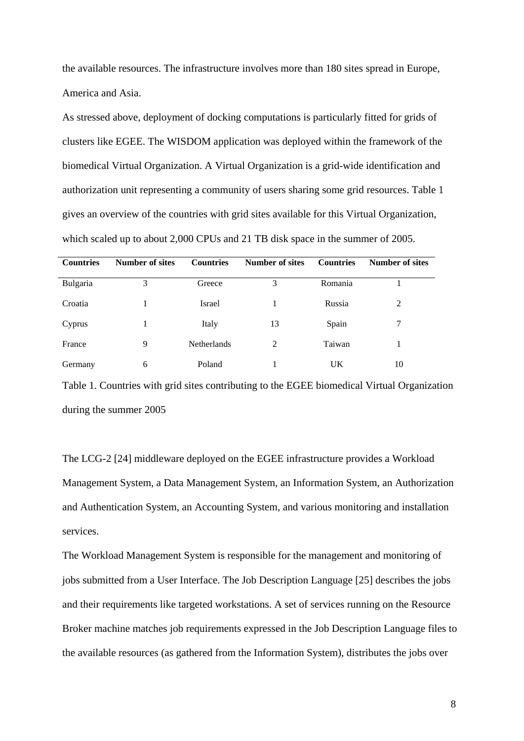the available resources. The infrastructure involves more than 180 sites spread in Europe, America and Asia.

As stressed above, deployment of docking computations is particularly fitted for grids of clusters like EGEE. The WISDOM application was deployed within the framework of the biomedical Virtual Organization. A Virtual Organization is a grid-wide identification and authorization unit representing a community of users sharing some grid resources. Table 1 gives an overview of the countries with grid sites available for this Virtual Organization, which scaled up to about 2,000 CPUs and 21 TB disk space in the summer of 2005.

| **Countries** | **Number of sites** | **Countries** | **Number of sites** | **Countries** | **Number of sites** |
|---|---|---|---|---|---|
| Bulgaria | 3 | Greece | 3 | Romania | 1 |
| Croatia | 1 | Israel | 1 | Russia | 2 |
| Cyprus | 1 | Italy | 13 | Spain | 7 |
| France | 9 | Netherlands | 2 | Taiwan | 1 |
| Germany | 6 | Poland | 1 | UK | 10 |

Table 1. Countries with grid sites contributing to the EGEE biomedical Virtual Organization during the summer 2005

The LCG-2 [24] middleware deployed on the EGEE infrastructure provides a Workload Management System, a Data Management System, an Information System, an Authorization and Authentication System, an Accounting System, and various monitoring and installation services.

The Workload Management System is responsible for the management and monitoring of jobs submitted from a User Interface. The Job Description Language [25] describes the jobs and their requirements like targeted workstations. A set of services running on the Resource Broker machine matches job requirements expressed in the Job Description Language files to the available resources (as gathered from the Information System), distributes the jobs over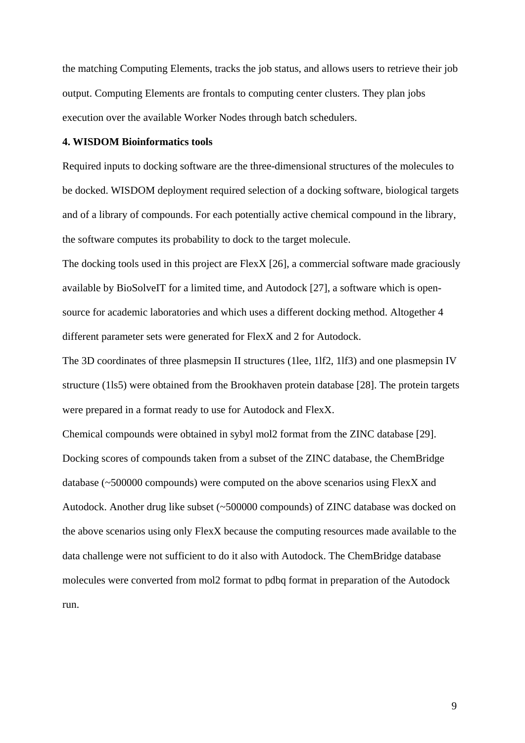the matching Computing Elements, tracks the job status, and allows users to retrieve their job output. Computing Elements are frontals to computing center clusters. They plan jobs execution over the available Worker Nodes through batch schedulers.

**4. WISDOM Bioinformatics tools**

Required inputs to docking software are the three-dimensional structures of the molecules to be docked. WISDOM deployment required selection of a docking software, biological targets and of a library of compounds. For each potentially active chemical compound in the library, the software computes its probability to dock to the target molecule.

The docking tools used in this project are FlexX [26], a commercial software made graciously available by BioSolveIT for a limited time, and Autodock [27], a software which is open-source for academic laboratories and which uses a different docking method. Altogether 4 different parameter sets were generated for FlexX and 2 for Autodock.

The 3D coordinates of three plasmepsin II structures (1lee, 1lf2, 1lf3) and one plasmepsin IV structure (1ls5) were obtained from the Brookhaven protein database [28]. The protein targets were prepared in a format ready to use for Autodock and FlexX.

Chemical compounds were obtained in sybyl mol2 format from the ZINC database [29]. Docking scores of compounds taken from a subset of the ZINC database, the ChemBridge database (~500000 compounds) were computed on the above scenarios using FlexX and Autodock. Another drug like subset (~500000 compounds) of ZINC database was docked on the above scenarios using only FlexX because the computing resources made available to the data challenge were not sufficient to do it also with Autodock. The ChemBridge database molecules were converted from mol2 format to pdbq format in preparation of the Autodock run.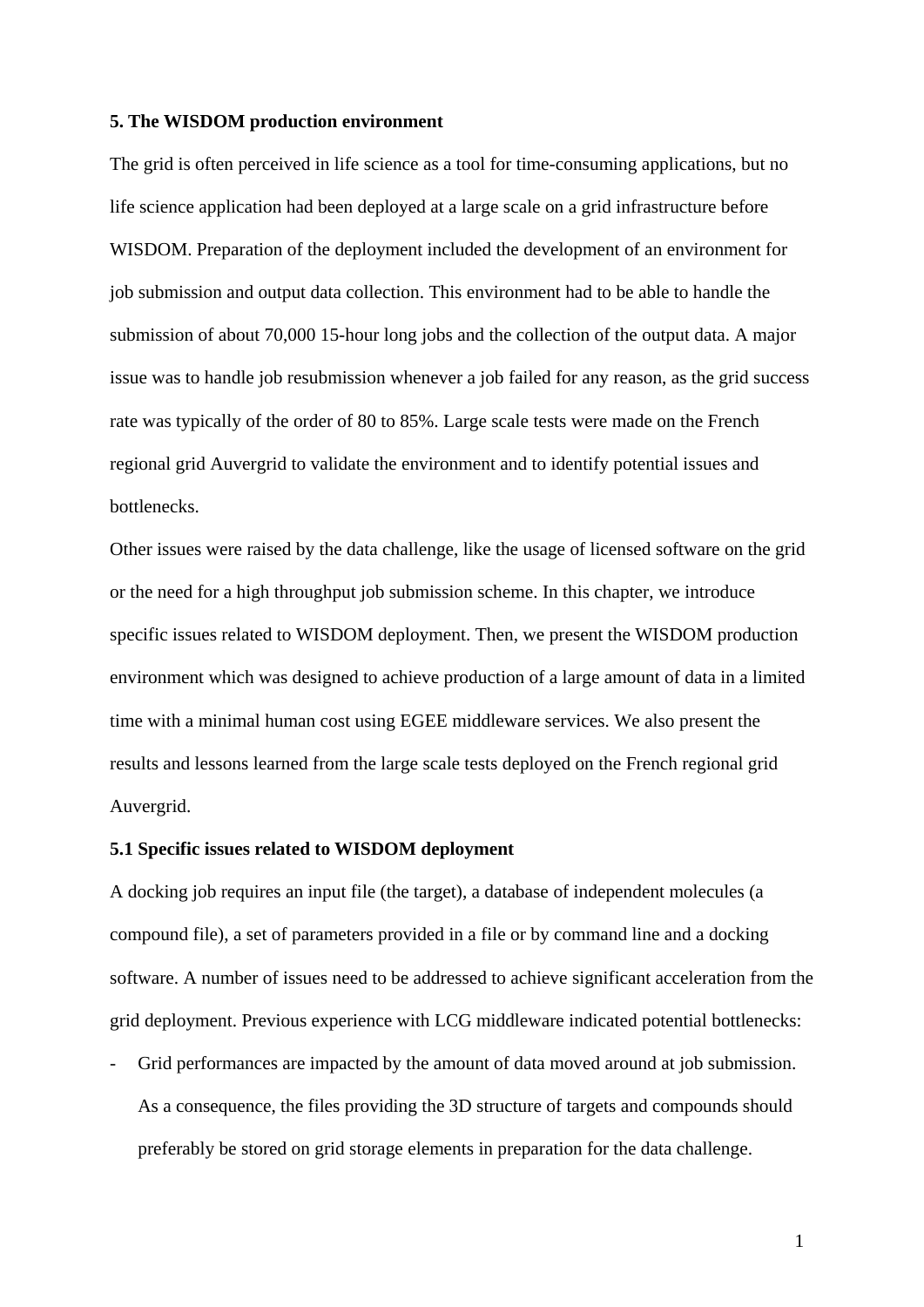## 5. The WISDOM production environment

The grid is often perceived in life science as a tool for time-consuming applications, but no life science application had been deployed at a large scale on a grid infrastructure before WISDOM. Preparation of the deployment included the development of an environment for job submission and output data collection. This environment had to be able to handle the submission of about 70,000 15-hour long jobs and the collection of the output data. A major issue was to handle job resubmission whenever a job failed for any reason, as the grid success rate was typically of the order of 80 to 85%. Large scale tests were made on the French regional grid Auvergrid to validate the environment and to identify potential issues and bottlenecks.

Other issues were raised by the data challenge, like the usage of licensed software on the grid or the need for a high throughput job submission scheme. In this chapter, we introduce specific issues related to WISDOM deployment. Then, we present the WISDOM production environment which was designed to achieve production of a large amount of data in a limited time with a minimal human cost using EGEE middleware services. We also present the results and lessons learned from the large scale tests deployed on the French regional grid Auvergrid.

### 5.1 Specific issues related to WISDOM deployment

A docking job requires an input file (the target), a database of independent molecules (a compound file), a set of parameters provided in a file or by command line and a docking software. A number of issues need to be addressed to achieve significant acceleration from the grid deployment. Previous experience with LCG middleware indicated potential bottlenecks:

- Grid performances are impacted by the amount of data moved around at job submission. As a consequence, the files providing the 3D structure of targets and compounds should preferably be stored on grid storage elements in preparation for the data challenge.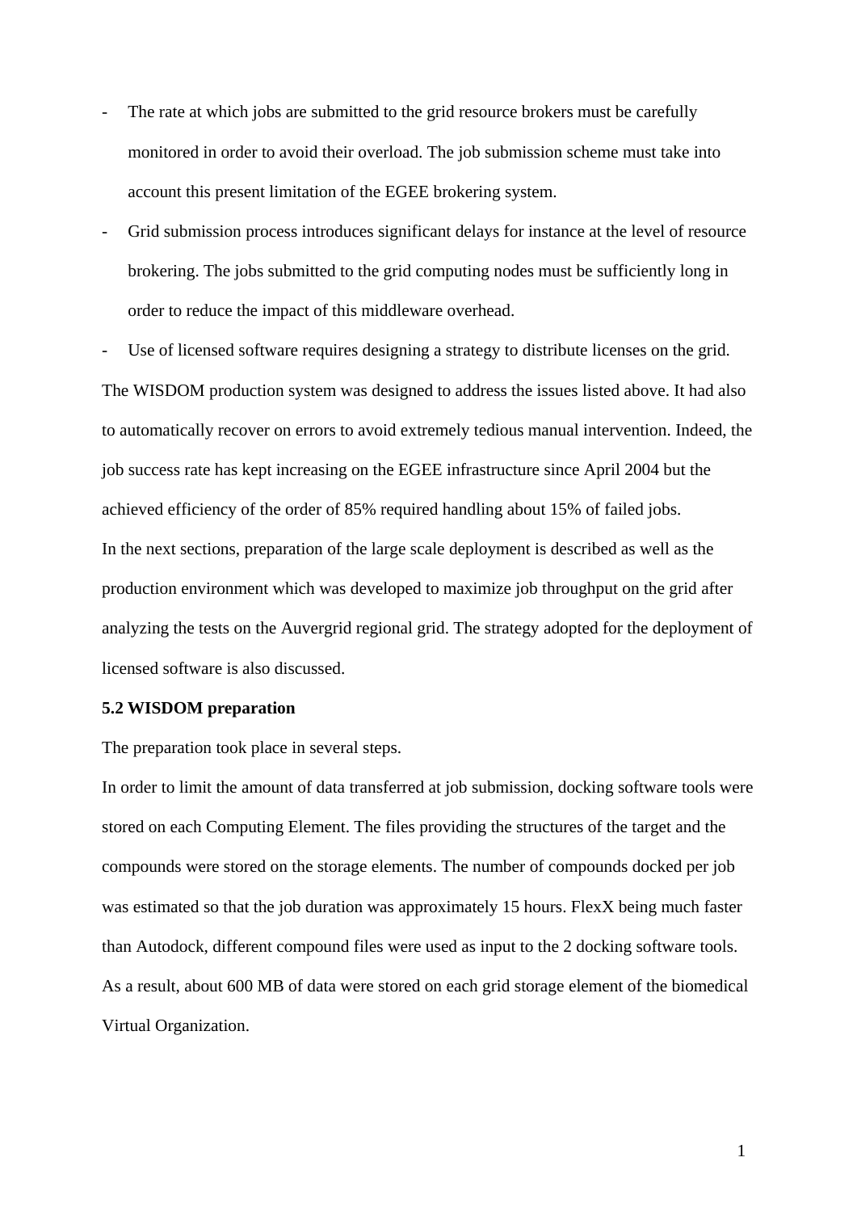- The rate at which jobs are submitted to the grid resource brokers must be carefully monitored in order to avoid their overload. The job submission scheme must take into account this present limitation of the EGEE brokering system.
- Grid submission process introduces significant delays for instance at the level of resource brokering. The jobs submitted to the grid computing nodes must be sufficiently long in order to reduce the impact of this middleware overhead.
- Use of licensed software requires designing a strategy to distribute licenses on the grid.

The WISDOM production system was designed to address the issues listed above. It had also to automatically recover on errors to avoid extremely tedious manual intervention. Indeed, the job success rate has kept increasing on the EGEE infrastructure since April 2004 but the achieved efficiency of the order of 85% required handling about 15% of failed jobs.

In the next sections, preparation of the large scale deployment is described as well as the production environment which was developed to maximize job throughput on the grid after analyzing the tests on the Auvergrid regional grid. The strategy adopted for the deployment of licensed software is also discussed.

**5.2 WISDOM preparation**

The preparation took place in several steps.

In order to limit the amount of data transferred at job submission, docking software tools were stored on each Computing Element. The files providing the structures of the target and the compounds were stored on the storage elements. The number of compounds docked per job was estimated so that the job duration was approximately 15 hours. FlexX being much faster than Autodock, different compound files were used as input to the 2 docking software tools. As a result, about 600 MB of data were stored on each grid storage element of the biomedical Virtual Organization.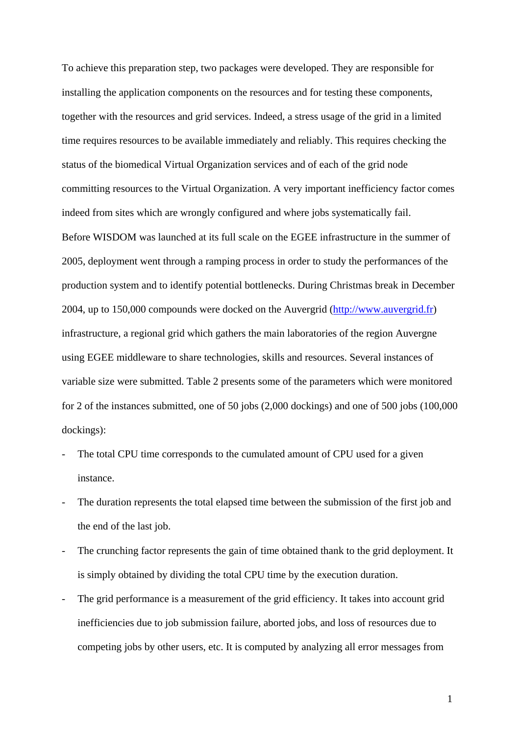To achieve this preparation step, two packages were developed. They are responsible for installing the application components on the resources and for testing these components, together with the resources and grid services. Indeed, a stress usage of the grid in a limited time requires resources to be available immediately and reliably. This requires checking the status of the biomedical Virtual Organization services and of each of the grid node committing resources to the Virtual Organization. A very important inefficiency factor comes indeed from sites which are wrongly configured and where jobs systematically fail.

Before WISDOM was launched at its full scale on the EGEE infrastructure in the summer of 2005, deployment went through a ramping process in order to study the performances of the production system and to identify potential bottlenecks. During Christmas break in December 2004, up to 150,000 compounds were docked on the Auvergrid (http://www.auvergrid.fr) infrastructure, a regional grid which gathers the main laboratories of the region Auvergne using EGEE middleware to share technologies, skills and resources. Several instances of variable size were submitted. Table 2 presents some of the parameters which were monitored for 2 of the instances submitted, one of 50 jobs (2,000 dockings) and one of 500 jobs (100,000 dockings):

- The total CPU time corresponds to the cumulated amount of CPU used for a given instance.
- The duration represents the total elapsed time between the submission of the first job and the end of the last job.
- The crunching factor represents the gain of time obtained thank to the grid deployment. It is simply obtained by dividing the total CPU time by the execution duration.
- The grid performance is a measurement of the grid efficiency. It takes into account grid inefficiencies due to job submission failure, aborted jobs, and loss of resources due to competing jobs by other users, etc. It is computed by analyzing all error messages from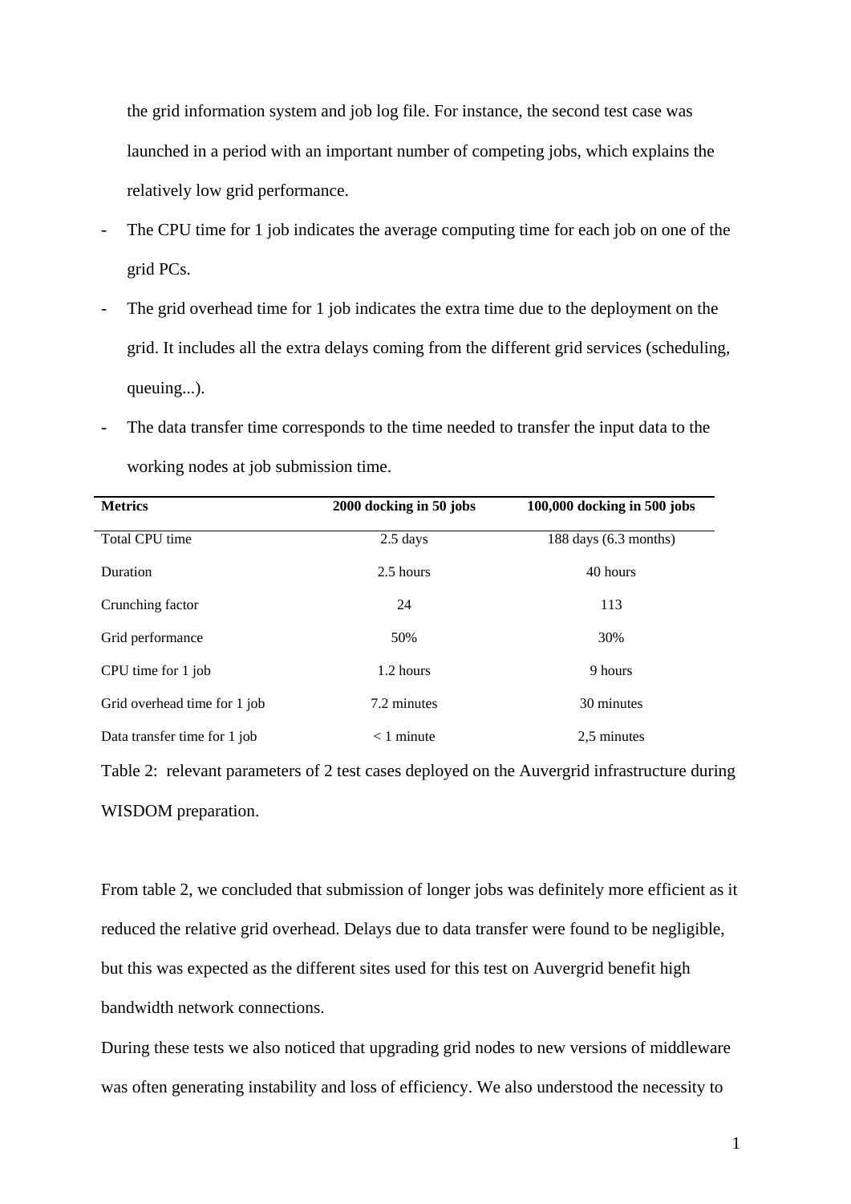the grid information system and job log file. For instance, the second test case was launched in a period with an important number of competing jobs, which explains the relatively low grid performance.

- The CPU time for 1 job indicates the average computing time for each job on one of the grid PCs.
- The grid overhead time for 1 job indicates the extra time due to the deployment on the grid. It includes all the extra delays coming from the different grid services (scheduling, queuing...).
- The data transfer time corresponds to the time needed to transfer the input data to the working nodes at job submission time.

| **Metrics** | **2000 docking in 50 jobs** | **100,000 docking in 500 jobs** |
|---|---|---|
| Total CPU time | 2.5 days | 188 days (6.3 months) |
| Duration | 2.5 hours | 40 hours |
| Crunching factor | 24 | 113 |
| Grid performance | 50% | 30% |
| CPU time for 1 job | 1.2 hours | 9 hours |
| Grid overhead time for 1 job | 7.2 minutes | 30 minutes |
| Data transfer time for 1 job | < 1 minute | 2,5 minutes |

Table 2: relevant parameters of 2 test cases deployed on the Auvergrid infrastructure during WISDOM preparation.

From table 2, we concluded that submission of longer jobs was definitely more efficient as it reduced the relative grid overhead. Delays due to data transfer were found to be negligible, but this was expected as the different sites used for this test on Auvergrid benefit high bandwidth network connections.

During these tests we also noticed that upgrading grid nodes to new versions of middleware was often generating instability and loss of efficiency. We also understood the necessity to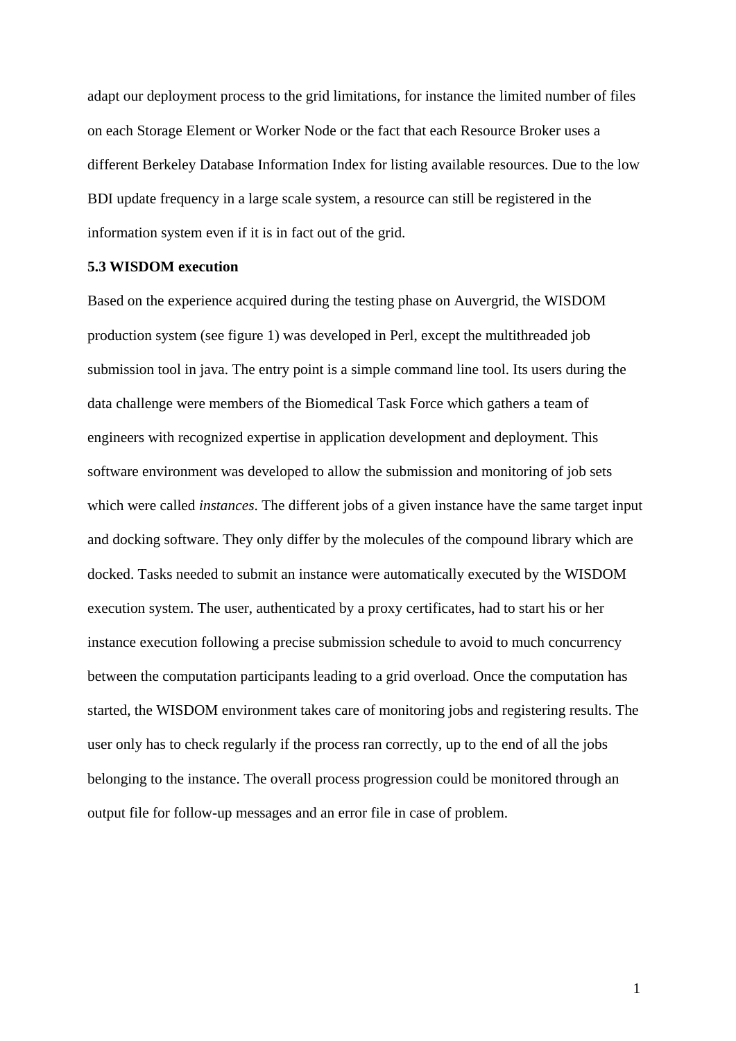adapt our deployment process to the grid limitations, for instance the limited number of files on each Storage Element or Worker Node or the fact that each Resource Broker uses a different Berkeley Database Information Index for listing available resources. Due to the low BDI update frequency in a large scale system, a resource can still be registered in the information system even if it is in fact out of the grid.

### 5.3 WISDOM execution

Based on the experience acquired during the testing phase on Auvergrid, the WISDOM production system (see figure 1) was developed in Perl, except the multithreaded job submission tool in java. The entry point is a simple command line tool. Its users during the data challenge were members of the Biomedical Task Force which gathers a team of engineers with recognized expertise in application development and deployment. This software environment was developed to allow the submission and monitoring of job sets which were called *instances*. The different jobs of a given instance have the same target input and docking software. They only differ by the molecules of the compound library which are docked. Tasks needed to submit an instance were automatically executed by the WISDOM execution system. The user, authenticated by a proxy certificates, had to start his or her instance execution following a precise submission schedule to avoid to much concurrency between the computation participants leading to a grid overload. Once the computation has started, the WISDOM environment takes care of monitoring jobs and registering results. The user only has to check regularly if the process ran correctly, up to the end of all the jobs belonging to the instance. The overall process progression could be monitored through an output file for follow-up messages and an error file in case of problem.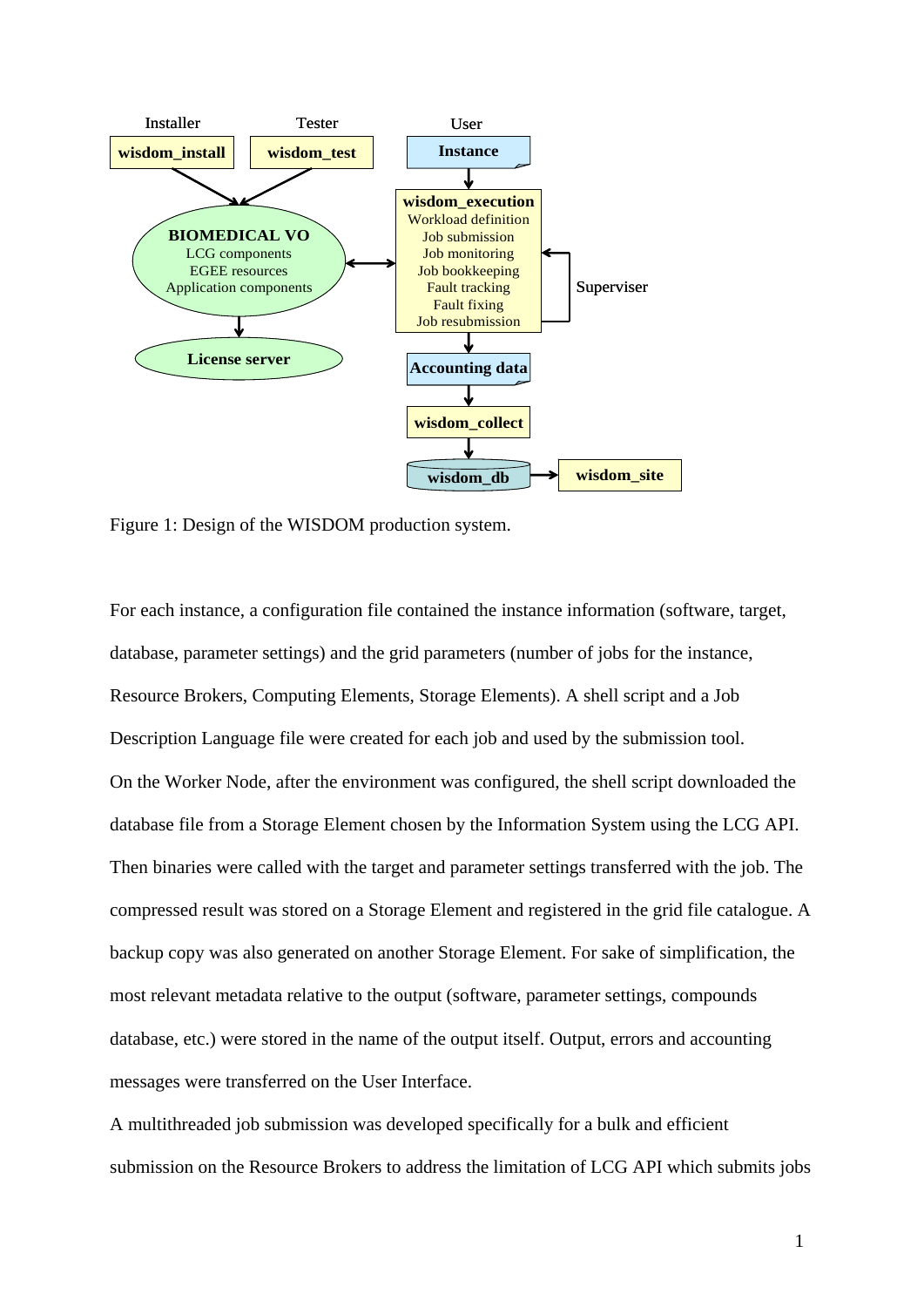Figure 1: Design of the WISDOM production system.

For each instance, a configuration file contained the instance information (software, target, database, parameter settings) and the grid parameters (number of jobs for the instance, Resource Brokers, Computing Elements, Storage Elements). A shell script and a Job Description Language file were created for each job and used by the submission tool.

On the Worker Node, after the environment was configured, the shell script downloaded the database file from a Storage Element chosen by the Information System using the LCG API. Then binaries were called with the target and parameter settings transferred with the job. The compressed result was stored on a Storage Element and registered in the grid file catalogue. A backup copy was also generated on another Storage Element. For sake of simplification, the most relevant metadata relative to the output (software, parameter settings, compounds database, etc.) were stored in the name of the output itself. Output, errors and accounting messages were transferred on the User Interface.

A multithreaded job submission was developed specifically for a bulk and efficient submission on the Resource Brokers to address the limitation of LCG API which submits jobs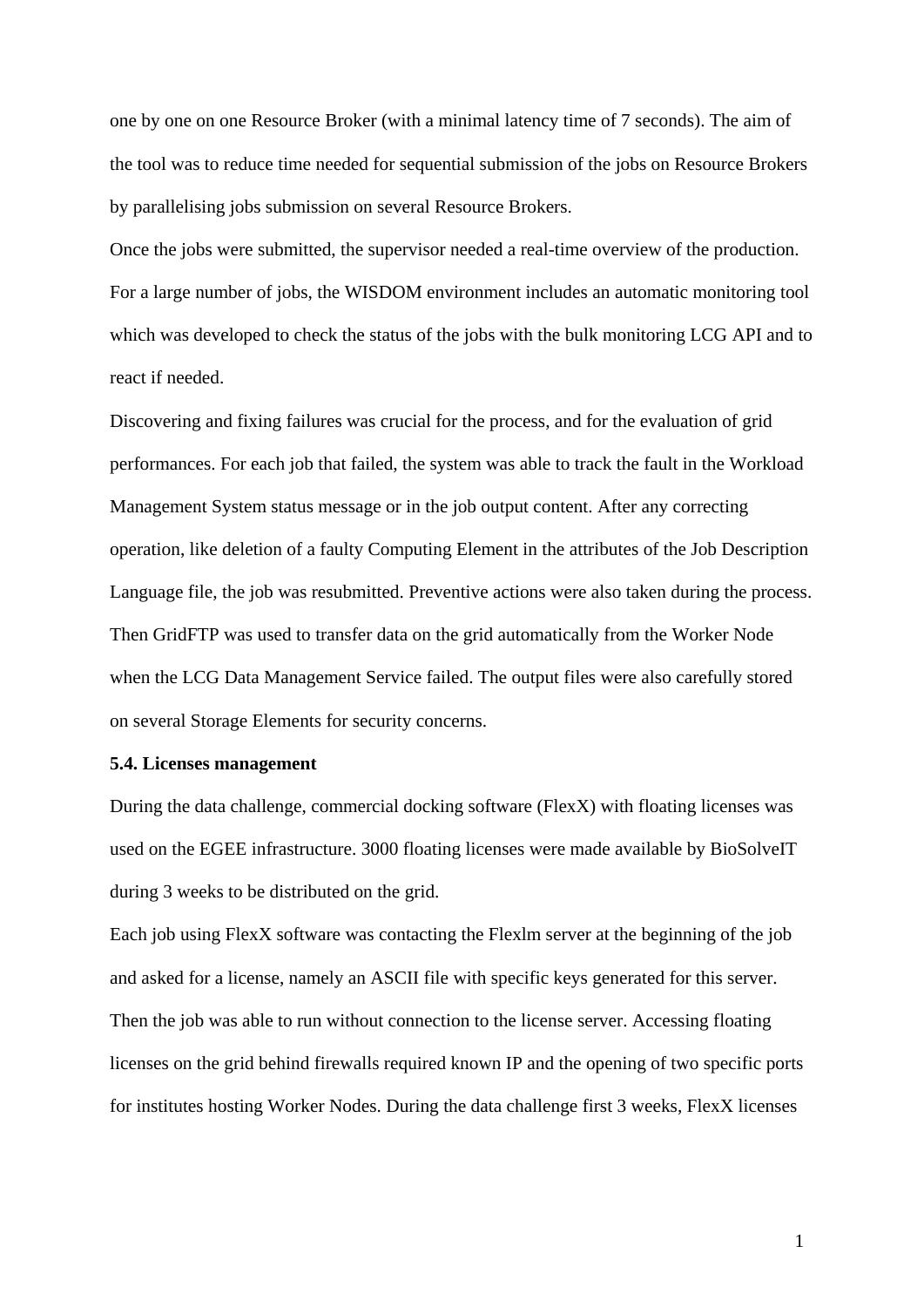one by one on one Resource Broker (with a minimal latency time of 7 seconds). The aim of the tool was to reduce time needed for sequential submission of the jobs on Resource Brokers by parallelising jobs submission on several Resource Brokers.

Once the jobs were submitted, the supervisor needed a real-time overview of the production. For a large number of jobs, the WISDOM environment includes an automatic monitoring tool which was developed to check the status of the jobs with the bulk monitoring LCG API and to react if needed.

Discovering and fixing failures was crucial for the process, and for the evaluation of grid performances. For each job that failed, the system was able to track the fault in the Workload Management System status message or in the job output content. After any correcting operation, like deletion of a faulty Computing Element in the attributes of the Job Description Language file, the job was resubmitted. Preventive actions were also taken during the process. Then GridFTP was used to transfer data on the grid automatically from the Worker Node when the LCG Data Management Service failed. The output files were also carefully stored on several Storage Elements for security concerns.

**5.4. Licenses management**

During the data challenge, commercial docking software (FlexX) with floating licenses was used on the EGEE infrastructure. 3000 floating licenses were made available by BioSolveIT during 3 weeks to be distributed on the grid.

Each job using FlexX software was contacting the Flexlm server at the beginning of the job and asked for a license, namely an ASCII file with specific keys generated for this server. Then the job was able to run without connection to the license server. Accessing floating licenses on the grid behind firewalls required known IP and the opening of two specific ports for institutes hosting Worker Nodes. During the data challenge first 3 weeks, FlexX licenses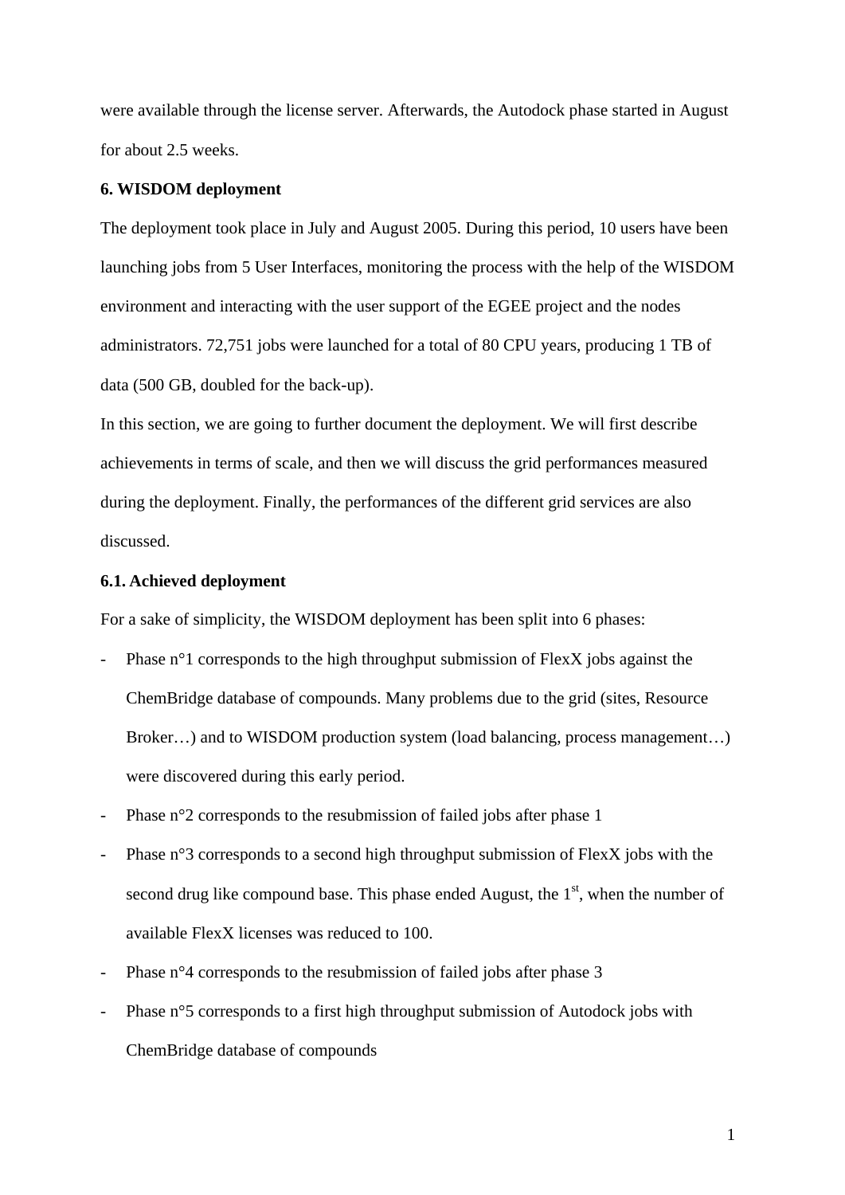were available through the license server. Afterwards, the Autodock phase started in August for about 2.5 weeks.

**6. WISDOM deployment**

The deployment took place in July and August 2005. During this period, 10 users have been launching jobs from 5 User Interfaces, monitoring the process with the help of the WISDOM environment and interacting with the user support of the EGEE project and the nodes administrators. 72,751 jobs were launched for a total of 80 CPU years, producing 1 TB of data (500 GB, doubled for the back-up).

In this section, we are going to further document the deployment. We will first describe achievements in terms of scale, and then we will discuss the grid performances measured during the deployment. Finally, the performances of the different grid services are also discussed.

**6.1. Achieved deployment**

For a sake of simplicity, the WISDOM deployment has been split into 6 phases:

- Phase n°1 corresponds to the high throughput submission of FlexX jobs against the ChemBridge database of compounds. Many problems due to the grid (sites, Resource Broker…) and to WISDOM production system (load balancing, process management…) were discovered during this early period.
- Phase n°2 corresponds to the resubmission of failed jobs after phase 1
- Phase n°3 corresponds to a second high throughput submission of FlexX jobs with the second drug like compound base. This phase ended August, the 1st, when the number of available FlexX licenses was reduced to 100.
- Phase n°4 corresponds to the resubmission of failed jobs after phase 3
- Phase n°5 corresponds to a first high throughput submission of Autodock jobs with ChemBridge database of compounds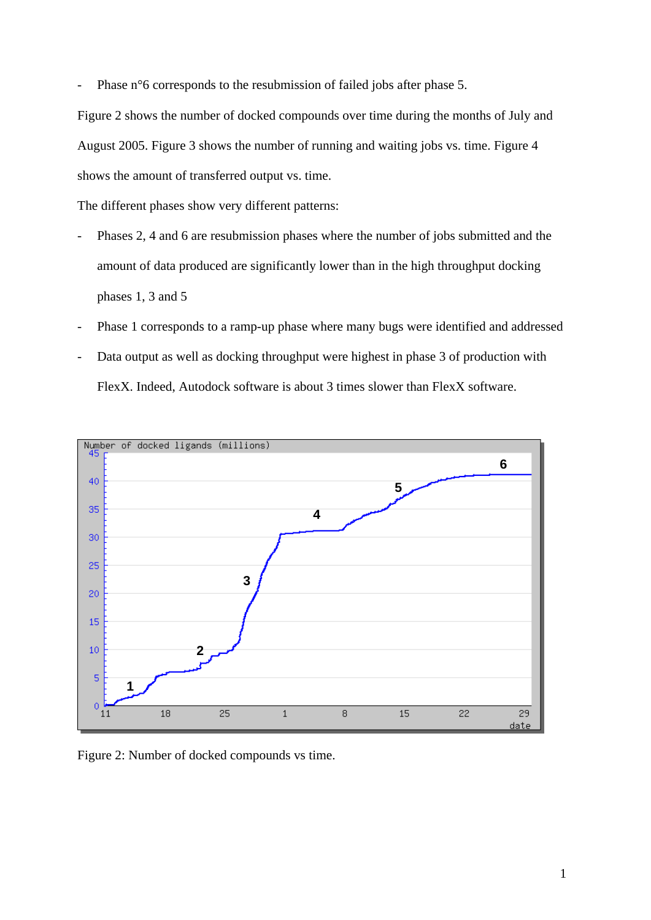- Phase n°6 corresponds to the resubmission of failed jobs after phase 5.

Figure 2 shows the number of docked compounds over time during the months of July and August 2005. Figure 3 shows the number of running and waiting jobs vs. time. Figure 4 shows the amount of transferred output vs. time.

The different phases show very different patterns:

- Phases 2, 4 and 6 are resubmission phases where the number of jobs submitted and the amount of data produced are significantly lower than in the high throughput docking phases 1, 3 and 5
- Phase 1 corresponds to a ramp-up phase where many bugs were identified and addressed
- Data output as well as docking throughput were highest in phase 3 of production with FlexX. Indeed, Autodock software is about 3 times slower than FlexX software.

Figure 2: Number of docked compounds vs time.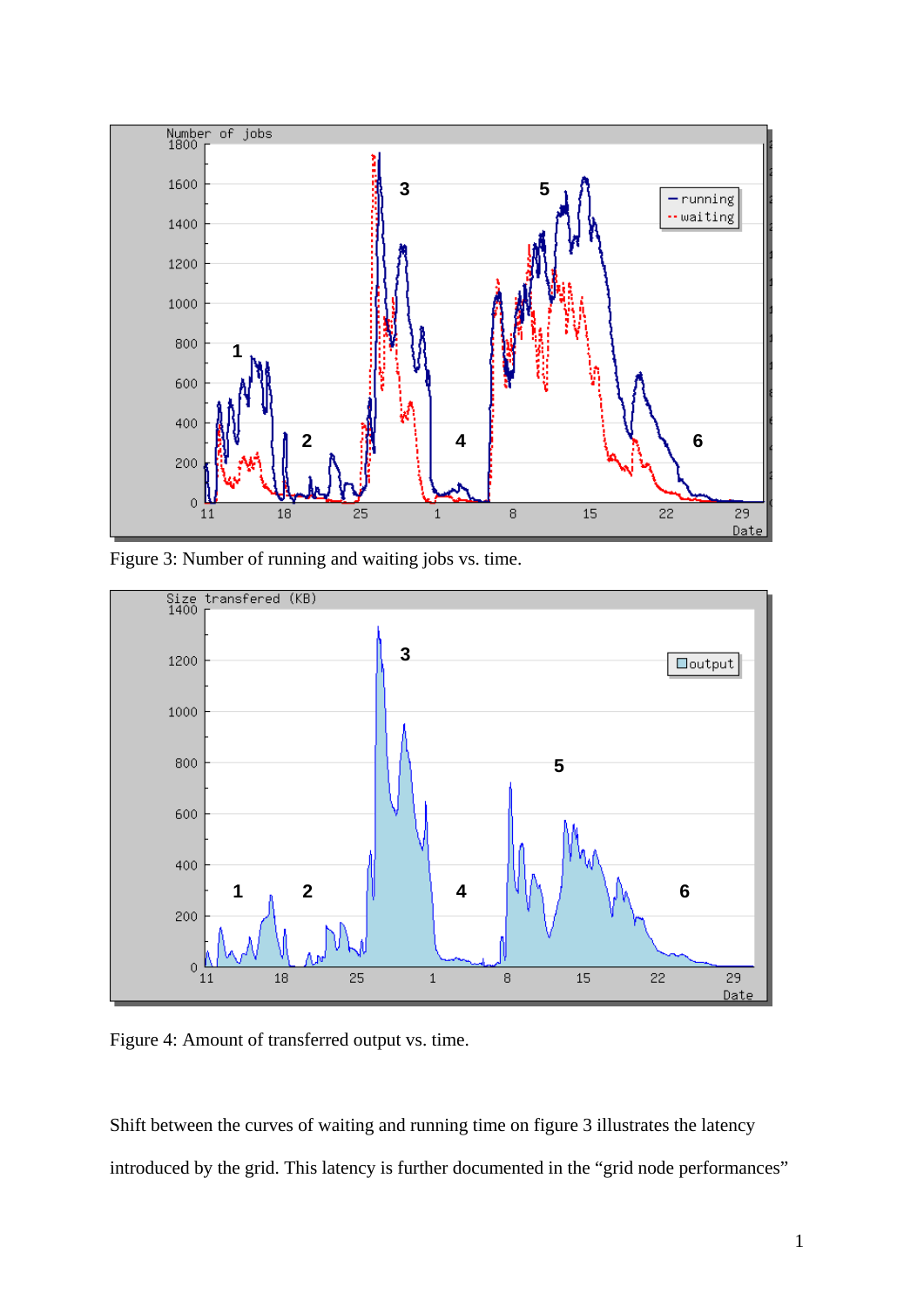Figure 3: Number of running and waiting jobs vs. time.

Figure 4: Amount of transferred output vs. time.

Shift between the curves of waiting and running time on figure 3 illustrates the latency introduced by the grid. This latency is further documented in the "grid node performances"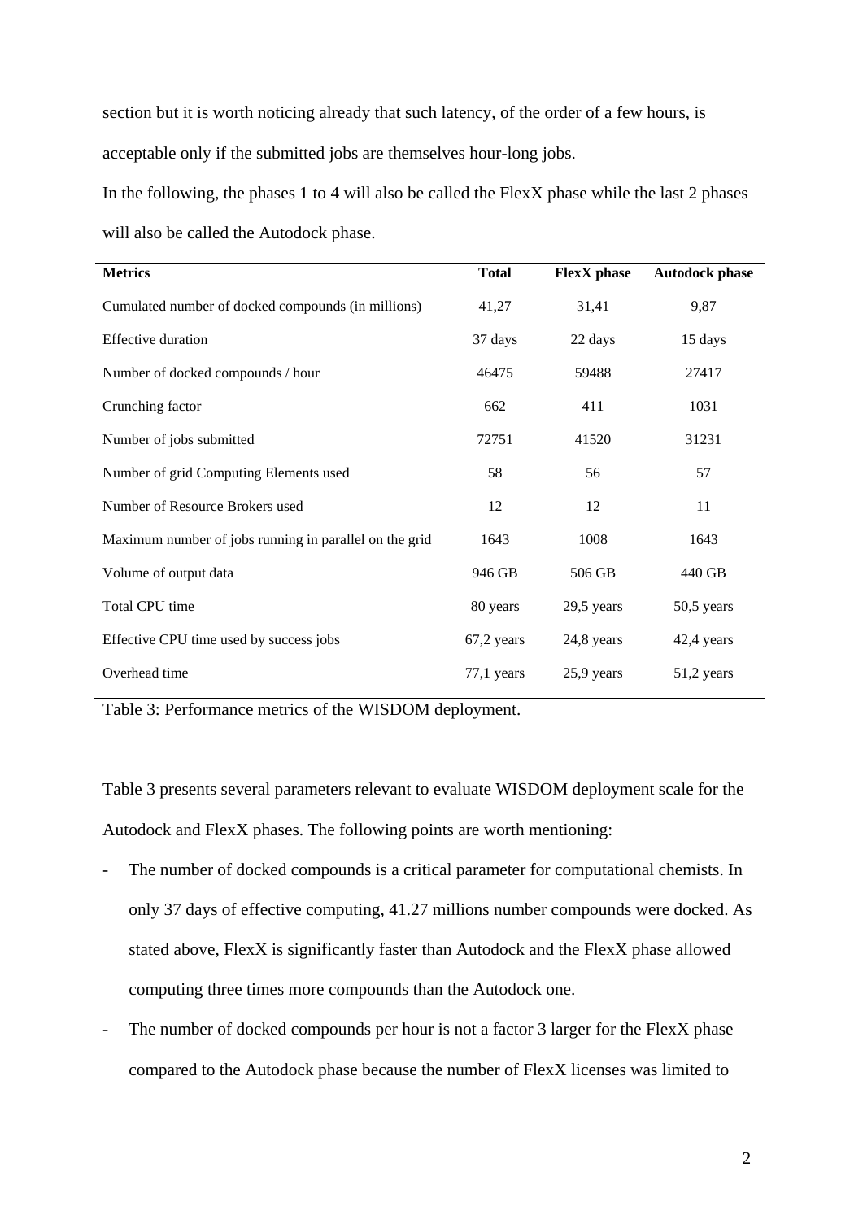section but it is worth noticing already that such latency, of the order of a few hours, is acceptable only if the submitted jobs are themselves hour-long jobs.

In the following, the phases 1 to 4 will also be called the FlexX phase while the last 2 phases will also be called the Autodock phase.

| Metrics | Total | FlexX phase | Autodock phase |
|---|---|---|---|
| Cumulated number of docked compounds (in millions) | 41,27 | 31,41 | 9,87 |
| Effective duration | 37 days | 22 days | 15 days |
| Number of docked compounds / hour | 46475 | 59488 | 27417 |
| Crunching factor | 662 | 411 | 1031 |
| Number of jobs submitted | 72751 | 41520 | 31231 |
| Number of grid Computing Elements used | 58 | 56 | 57 |
| Number of Resource Brokers used | 12 | 12 | 11 |
| Maximum number of jobs running in parallel on the grid | 1643 | 1008 | 1643 |
| Volume of output data | 946 GB | 506 GB | 440 GB |
| Total CPU time | 80 years | 29,5 years | 50,5 years |
| Effective CPU time used by success jobs | 67,2 years | 24,8 years | 42,4 years |
| Overhead time | 77,1 years | 25,9 years | 51,2 years |

Table 3: Performance metrics of the WISDOM deployment.

Table 3 presents several parameters relevant to evaluate WISDOM deployment scale for the Autodock and FlexX phases. The following points are worth mentioning:

- The number of docked compounds is a critical parameter for computational chemists. In only 37 days of effective computing, 41.27 millions number compounds were docked. As stated above, FlexX is significantly faster than Autodock and the FlexX phase allowed computing three times more compounds than the Autodock one.
- The number of docked compounds per hour is not a factor 3 larger for the FlexX phase compared to the Autodock phase because the number of FlexX licenses was limited to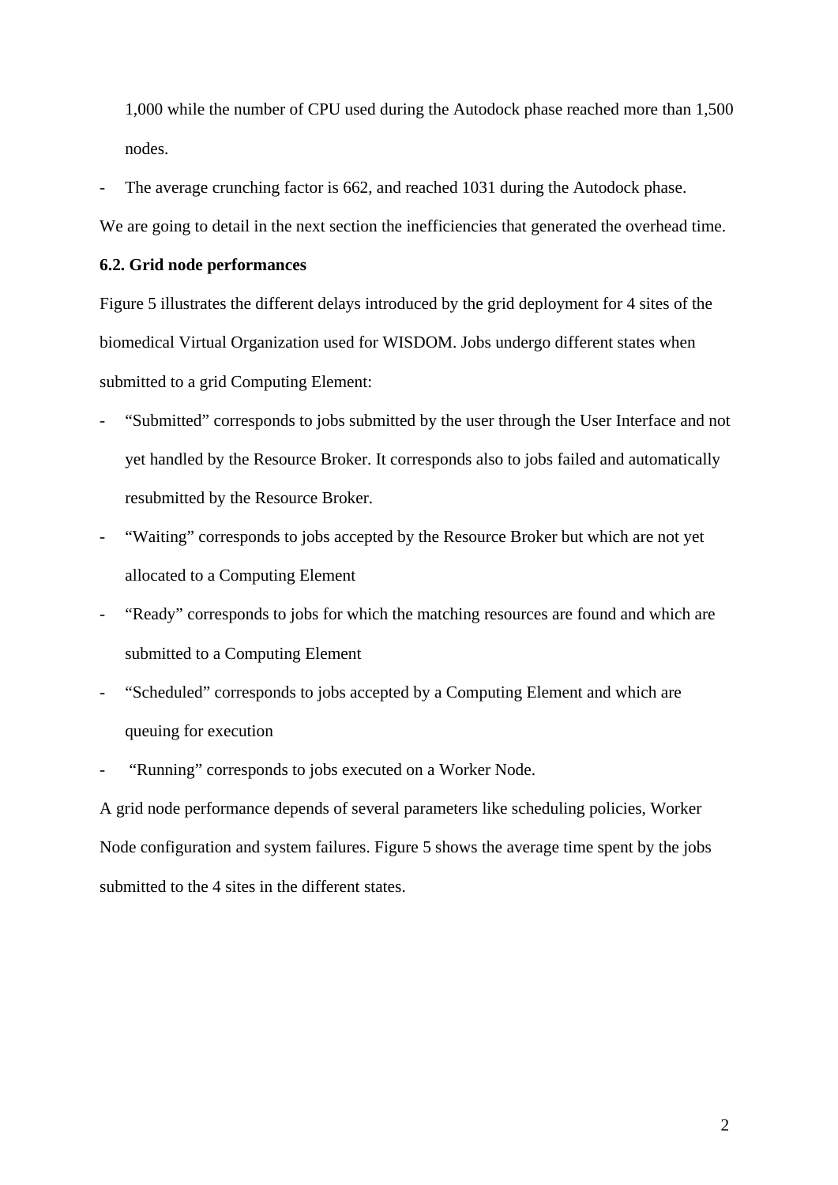1,000 while the number of CPU used during the Autodock phase reached more than 1,500 nodes.

- The average crunching factor is 662, and reached 1031 during the Autodock phase.

We are going to detail in the next section the inefficiencies that generated the overhead time.

**6.2. Grid node performances**

Figure 5 illustrates the different delays introduced by the grid deployment for 4 sites of the biomedical Virtual Organization used for WISDOM. Jobs undergo different states when submitted to a grid Computing Element:

- "Submitted" corresponds to jobs submitted by the user through the User Interface and not yet handled by the Resource Broker. It corresponds also to jobs failed and automatically resubmitted by the Resource Broker.
- "Waiting" corresponds to jobs accepted by the Resource Broker but which are not yet allocated to a Computing Element
- "Ready" corresponds to jobs for which the matching resources are found and which are submitted to a Computing Element
- "Scheduled" corresponds to jobs accepted by a Computing Element and which are queuing for execution
- "Running" corresponds to jobs executed on a Worker Node.

A grid node performance depends of several parameters like scheduling policies, Worker Node configuration and system failures. Figure 5 shows the average time spent by the jobs submitted to the 4 sites in the different states.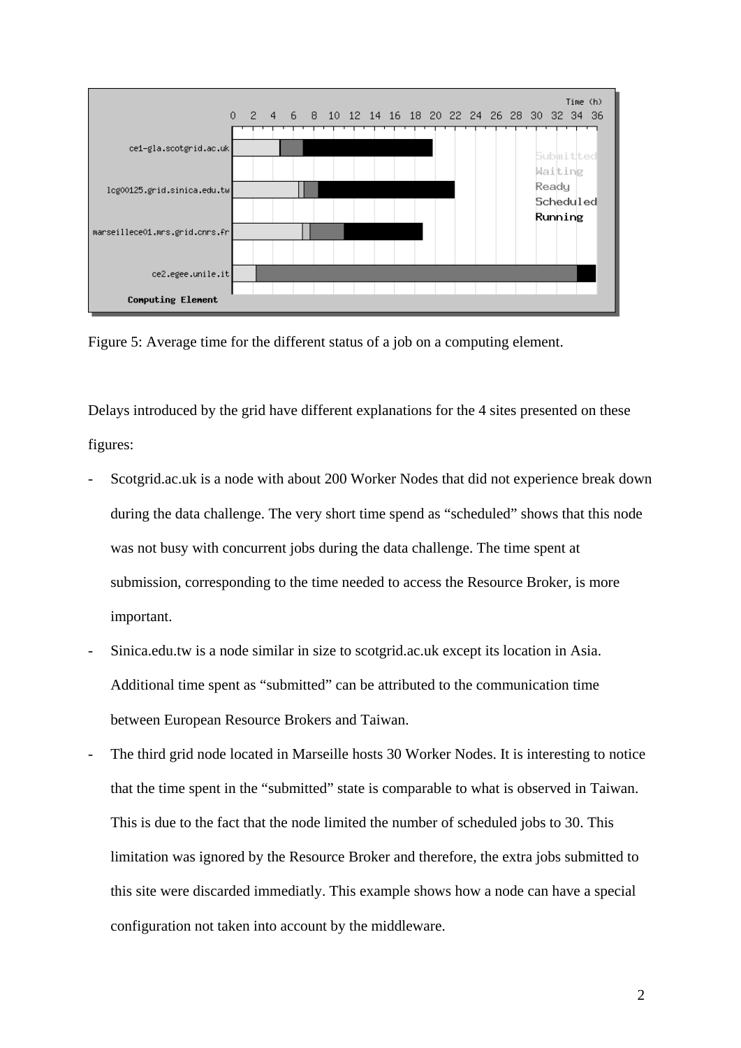Figure 5: Average time for the different status of a job on a computing element.

Delays introduced by the grid have different explanations for the 4 sites presented on these figures:

- Scotgrid.ac.uk is a node with about 200 Worker Nodes that did not experience break down during the data challenge. The very short time spend as "scheduled" shows that this node was not busy with concurrent jobs during the data challenge. The time spent at submission, corresponding to the time needed to access the Resource Broker, is more important.
- Sinica.edu.tw is a node similar in size to scotgrid.ac.uk except its location in Asia. Additional time spent as "submitted" can be attributed to the communication time between European Resource Brokers and Taiwan.
- The third grid node located in Marseille hosts 30 Worker Nodes. It is interesting to notice that the time spent in the "submitted" state is comparable to what is observed in Taiwan. This is due to the fact that the node limited the number of scheduled jobs to 30. This limitation was ignored by the Resource Broker and therefore, the extra jobs submitted to this site were discarded immediatly. This example shows how a node can have a special configuration not taken into account by the middleware.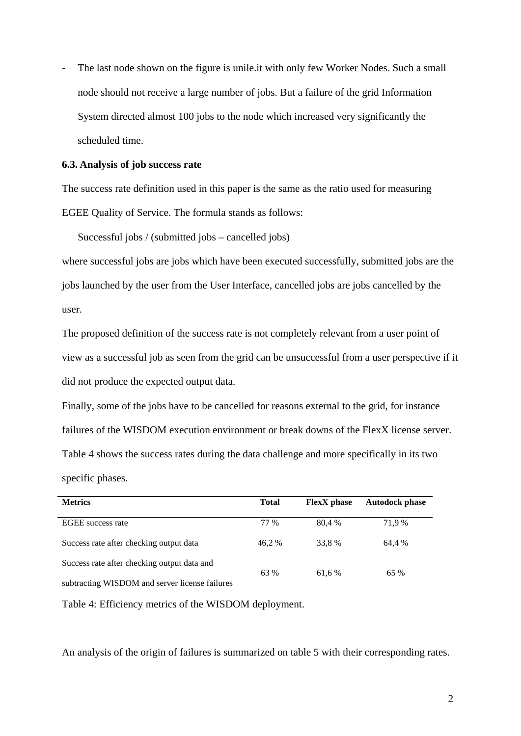- The last node shown on the figure is unile.it with only few Worker Nodes. Such a small node should not receive a large number of jobs. But a failure of the grid Information System directed almost 100 jobs to the node which increased very significantly the scheduled time.

### 6.3. Analysis of job success rate

The success rate definition used in this paper is the same as the ratio used for measuring EGEE Quality of Service. The formula stands as follows:

Successful jobs / (submitted jobs – cancelled jobs)

where successful jobs are jobs which have been executed successfully, submitted jobs are the jobs launched by the user from the User Interface, cancelled jobs are jobs cancelled by the user.

The proposed definition of the success rate is not completely relevant from a user point of view as a successful job as seen from the grid can be unsuccessful from a user perspective if it did not produce the expected output data.

Finally, some of the jobs have to be cancelled for reasons external to the grid, for instance failures of the WISDOM execution environment or break downs of the FlexX license server. Table 4 shows the success rates during the data challenge and more specifically in its two specific phases.

| Metrics | Total | FlexX phase | Autodock phase |
|---|---|---|---|
| EGEE success rate | 77 % | 80,4 % | 71,9 % |
| Success rate after checking output data | 46,2 % | 33,8 % | 64,4 % |
| Success rate after checking output data and subtracting WISDOM and server license failures | 63 % | 61,6 % | 65 % |

Table 4: Efficiency metrics of the WISDOM deployment.

An analysis of the origin of failures is summarized on table 5 with their corresponding rates.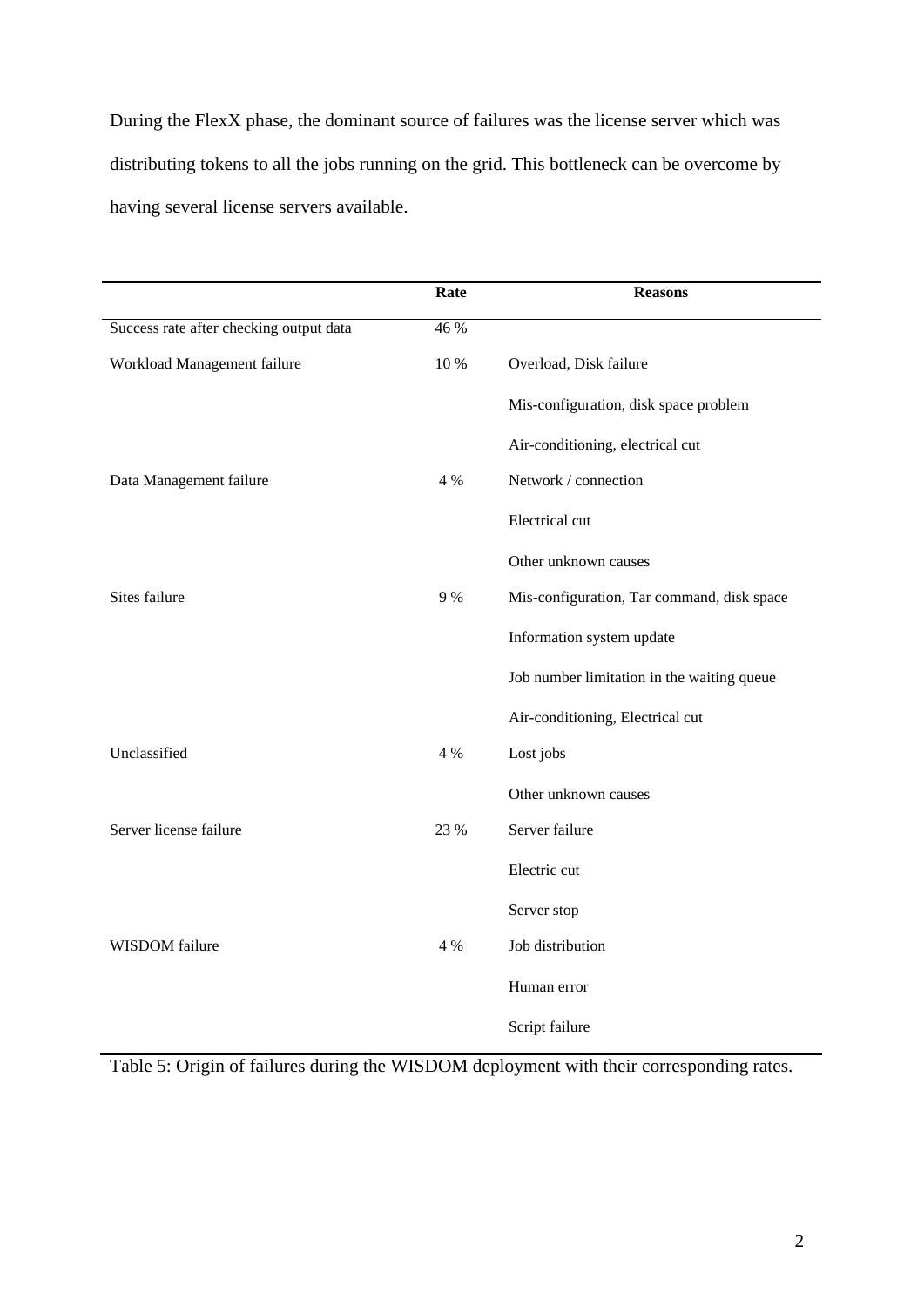During the FlexX phase, the dominant source of failures was the license server which was distributing tokens to all the jobs running on the grid. This bottleneck can be overcome by having several license servers available.

| | Rate | Reasons |
|---|---|---|
| Success rate after checking output data | 46 % | |
| Workload Management failure | 10 % | Overload, Disk failure |
| | | Mis-configuration, disk space problem |
| | | Air-conditioning, electrical cut |
| Data Management failure | 4 % | Network / connection |
| | | Electrical cut |
| | | Other unknown causes |
| Sites failure | 9 % | Mis-configuration, Tar command, disk space |
| | | Information system update |
| | | Job number limitation in the waiting queue |
| | | Air-conditioning, Electrical cut |
| Unclassified | 4 % | Lost jobs |
| | | Other unknown causes |
| Server license failure | 23 % | Server failure |
| | | Electric cut |
| | | Server stop |
| WISDOM failure | 4 % | Job distribution |
| | | Human error |
| | | Script failure |

Table 5: Origin of failures during the WISDOM deployment with their corresponding rates.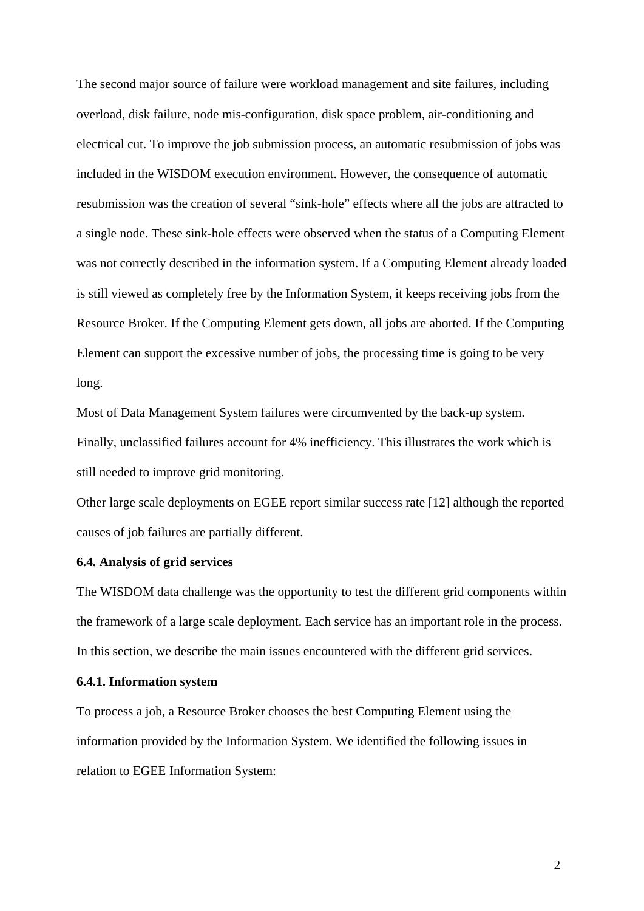The second major source of failure were workload management and site failures, including overload, disk failure, node mis-configuration, disk space problem, air-conditioning and electrical cut. To improve the job submission process, an automatic resubmission of jobs was included in the WISDOM execution environment. However, the consequence of automatic resubmission was the creation of several "sink-hole" effects where all the jobs are attracted to a single node. These sink-hole effects were observed when the status of a Computing Element was not correctly described in the information system. If a Computing Element already loaded is still viewed as completely free by the Information System, it keeps receiving jobs from the Resource Broker. If the Computing Element gets down, all jobs are aborted. If the Computing Element can support the excessive number of jobs, the processing time is going to be very long.

Most of Data Management System failures were circumvented by the back-up system.

Finally, unclassified failures account for 4% inefficiency. This illustrates the work which is still needed to improve grid monitoring.

Other large scale deployments on EGEE report similar success rate [12] although the reported causes of job failures are partially different.

### 6.4. Analysis of grid services

The WISDOM data challenge was the opportunity to test the different grid components within the framework of a large scale deployment. Each service has an important role in the process. In this section, we describe the main issues encountered with the different grid services.

#### 6.4.1. Information system

To process a job, a Resource Broker chooses the best Computing Element using the information provided by the Information System. We identified the following issues in relation to EGEE Information System: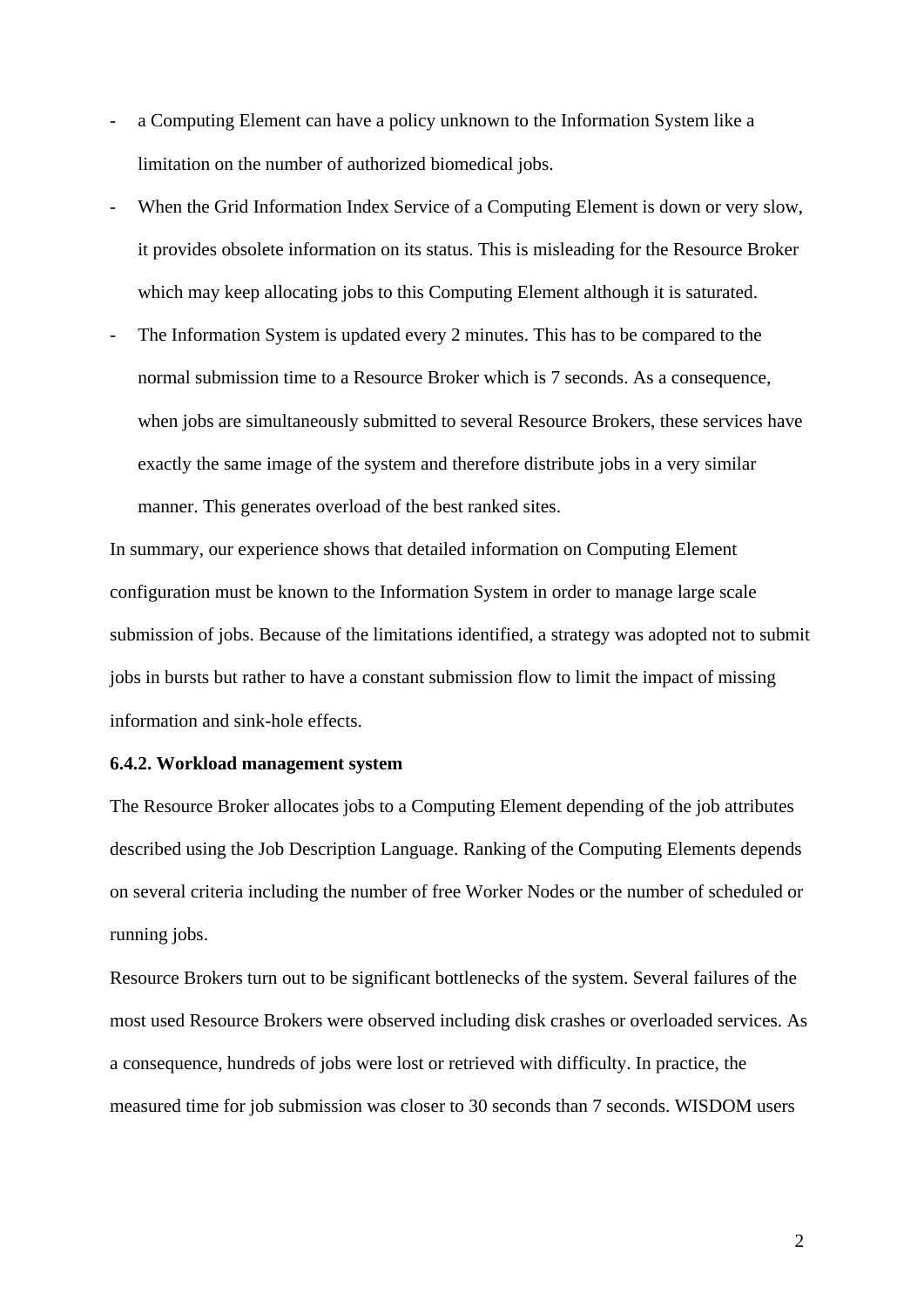- a Computing Element can have a policy unknown to the Information System like a limitation on the number of authorized biomedical jobs.
- When the Grid Information Index Service of a Computing Element is down or very slow, it provides obsolete information on its status. This is misleading for the Resource Broker which may keep allocating jobs to this Computing Element although it is saturated.
- The Information System is updated every 2 minutes. This has to be compared to the normal submission time to a Resource Broker which is 7 seconds. As a consequence, when jobs are simultaneously submitted to several Resource Brokers, these services have exactly the same image of the system and therefore distribute jobs in a very similar manner. This generates overload of the best ranked sites.

In summary, our experience shows that detailed information on Computing Element configuration must be known to the Information System in order to manage large scale submission of jobs. Because of the limitations identified, a strategy was adopted not to submit jobs in bursts but rather to have a constant submission flow to limit the impact of missing information and sink-hole effects.

**6.4.2. Workload management system**

The Resource Broker allocates jobs to a Computing Element depending of the job attributes described using the Job Description Language. Ranking of the Computing Elements depends on several criteria including the number of free Worker Nodes or the number of scheduled or running jobs.

Resource Brokers turn out to be significant bottlenecks of the system. Several failures of the most used Resource Brokers were observed including disk crashes or overloaded services. As a consequence, hundreds of jobs were lost or retrieved with difficulty. In practice, the measured time for job submission was closer to 30 seconds than 7 seconds. WISDOM users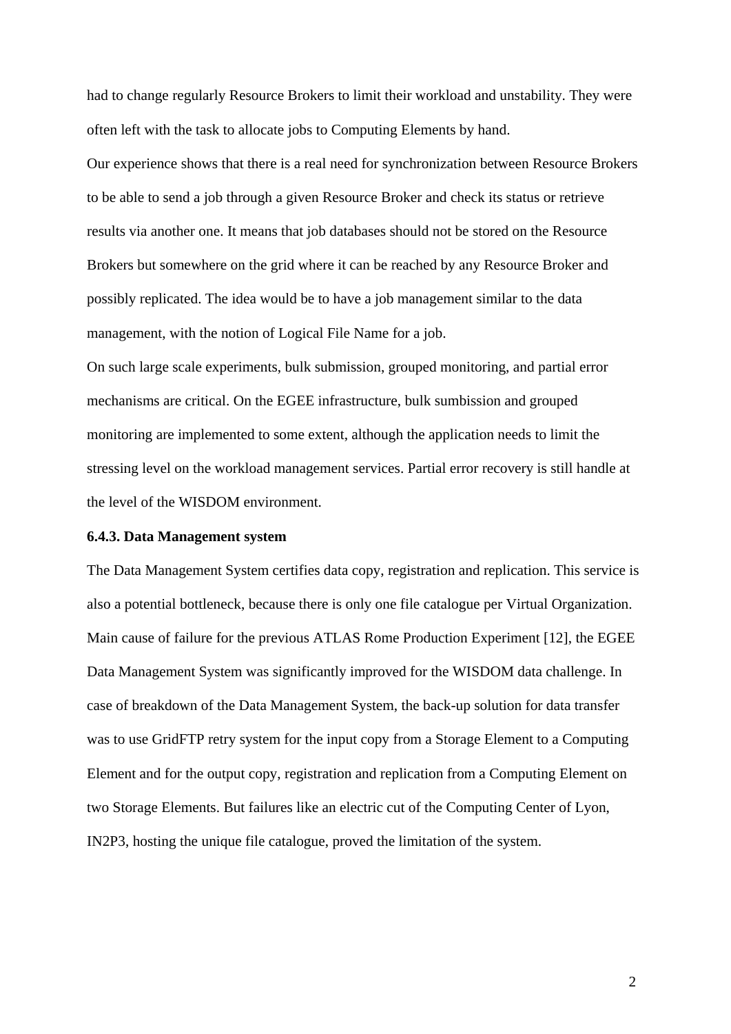had to change regularly Resource Brokers to limit their workload and unstability. They were often left with the task to allocate jobs to Computing Elements by hand.

Our experience shows that there is a real need for synchronization between Resource Brokers to be able to send a job through a given Resource Broker and check its status or retrieve results via another one. It means that job databases should not be stored on the Resource Brokers but somewhere on the grid where it can be reached by any Resource Broker and possibly replicated. The idea would be to have a job management similar to the data management, with the notion of Logical File Name for a job.

On such large scale experiments, bulk submission, grouped monitoring, and partial error mechanisms are critical. On the EGEE infrastructure, bulk sumbission and grouped monitoring are implemented to some extent, although the application needs to limit the stressing level on the workload management services. Partial error recovery is still handle at the level of the WISDOM environment.

### 6.4.3. Data Management system

The Data Management System certifies data copy, registration and replication. This service is also a potential bottleneck, because there is only one file catalogue per Virtual Organization. Main cause of failure for the previous ATLAS Rome Production Experiment [12], the EGEE Data Management System was significantly improved for the WISDOM data challenge. In case of breakdown of the Data Management System, the back-up solution for data transfer was to use GridFTP retry system for the input copy from a Storage Element to a Computing Element and for the output copy, registration and replication from a Computing Element on two Storage Elements. But failures like an electric cut of the Computing Center of Lyon, IN2P3, hosting the unique file catalogue, proved the limitation of the system.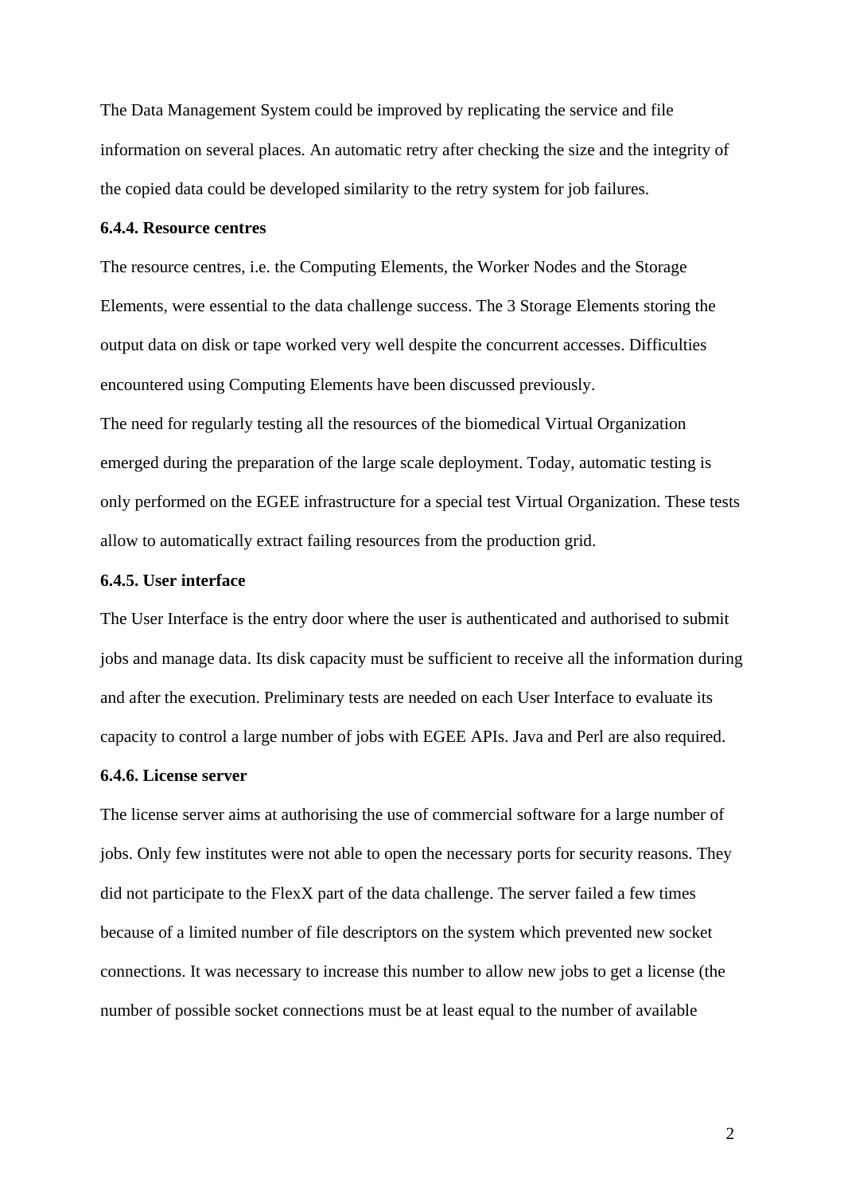The Data Management System could be improved by replicating the service and file information on several places. An automatic retry after checking the size and the integrity of the copied data could be developed similarity to the retry system for job failures.

#### 6.4.4. Resource centres

The resource centres, i.e. the Computing Elements, the Worker Nodes and the Storage Elements, were essential to the data challenge success. The 3 Storage Elements storing the output data on disk or tape worked very well despite the concurrent accesses. Difficulties encountered using Computing Elements have been discussed previously.

The need for regularly testing all the resources of the biomedical Virtual Organization emerged during the preparation of the large scale deployment. Today, automatic testing is only performed on the EGEE infrastructure for a special test Virtual Organization. These tests allow to automatically extract failing resources from the production grid.

#### 6.4.5. User interface

The User Interface is the entry door where the user is authenticated and authorised to submit jobs and manage data. Its disk capacity must be sufficient to receive all the information during and after the execution. Preliminary tests are needed on each User Interface to evaluate its capacity to control a large number of jobs with EGEE APIs. Java and Perl are also required.

#### 6.4.6. License server

The license server aims at authorising the use of commercial software for a large number of jobs. Only few institutes were not able to open the necessary ports for security reasons. They did not participate to the FlexX part of the data challenge. The server failed a few times because of a limited number of file descriptors on the system which prevented new socket connections. It was necessary to increase this number to allow new jobs to get a license (the number of possible socket connections must be at least equal to the number of available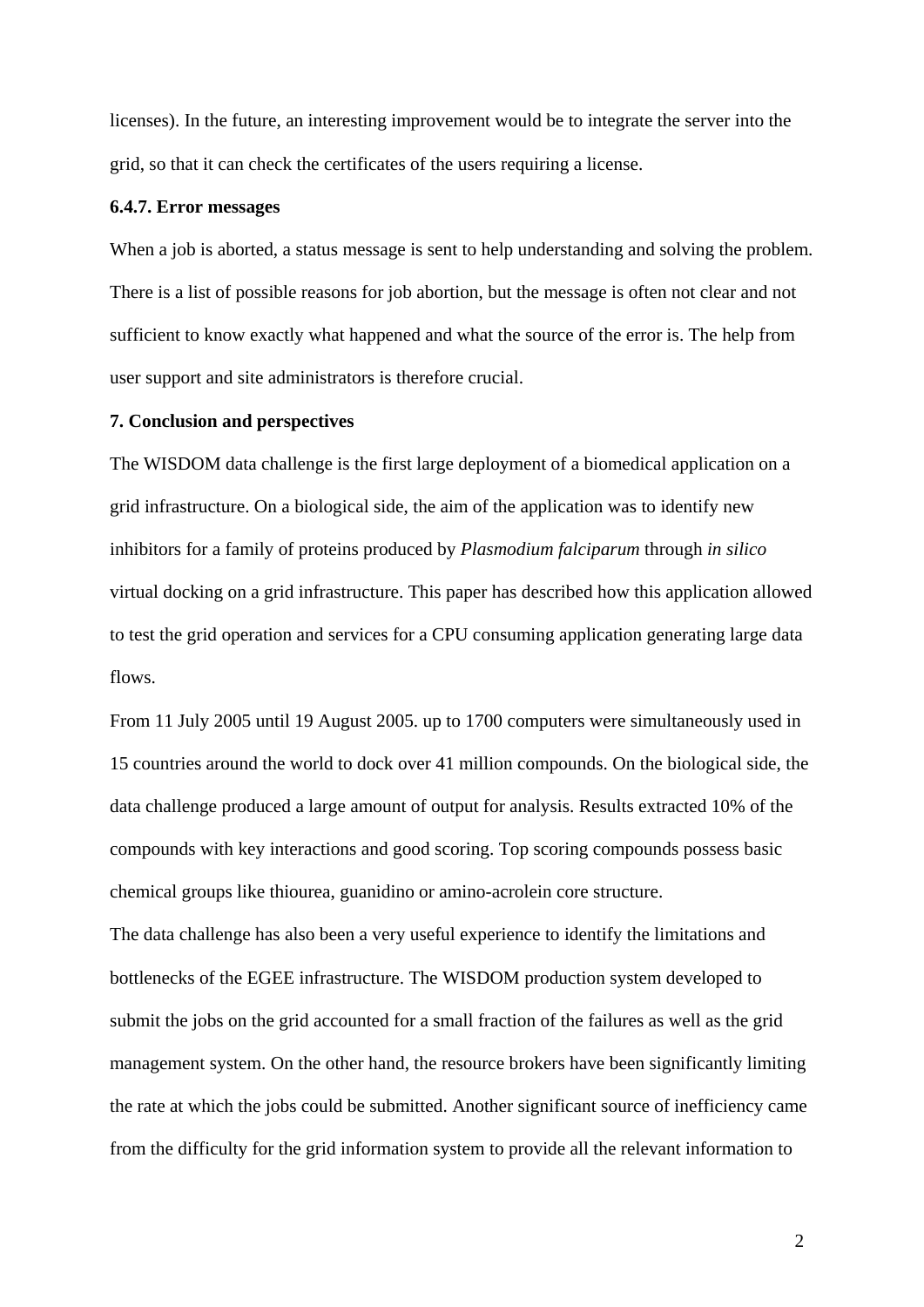licenses). In the future, an interesting improvement would be to integrate the server into the grid, so that it can check the certificates of the users requiring a license.

#### 6.4.7. Error messages

When a job is aborted, a status message is sent to help understanding and solving the problem. There is a list of possible reasons for job abortion, but the message is often not clear and not sufficient to know exactly what happened and what the source of the error is. The help from user support and site administrators is therefore crucial.

## 7. Conclusion and perspectives

The WISDOM data challenge is the first large deployment of a biomedical application on a grid infrastructure. On a biological side, the aim of the application was to identify new inhibitors for a family of proteins produced by *Plasmodium falciparum* through *in silico* virtual docking on a grid infrastructure. This paper has described how this application allowed to test the grid operation and services for a CPU consuming application generating large data flows.

From 11 July 2005 until 19 August 2005. up to 1700 computers were simultaneously used in 15 countries around the world to dock over 41 million compounds. On the biological side, the data challenge produced a large amount of output for analysis. Results extracted 10% of the compounds with key interactions and good scoring. Top scoring compounds possess basic chemical groups like thiourea, guanidino or amino-acrolein core structure.

The data challenge has also been a very useful experience to identify the limitations and bottlenecks of the EGEE infrastructure. The WISDOM production system developed to submit the jobs on the grid accounted for a small fraction of the failures as well as the grid management system. On the other hand, the resource brokers have been significantly limiting the rate at which the jobs could be submitted. Another significant source of inefficiency came from the difficulty for the grid information system to provide all the relevant information to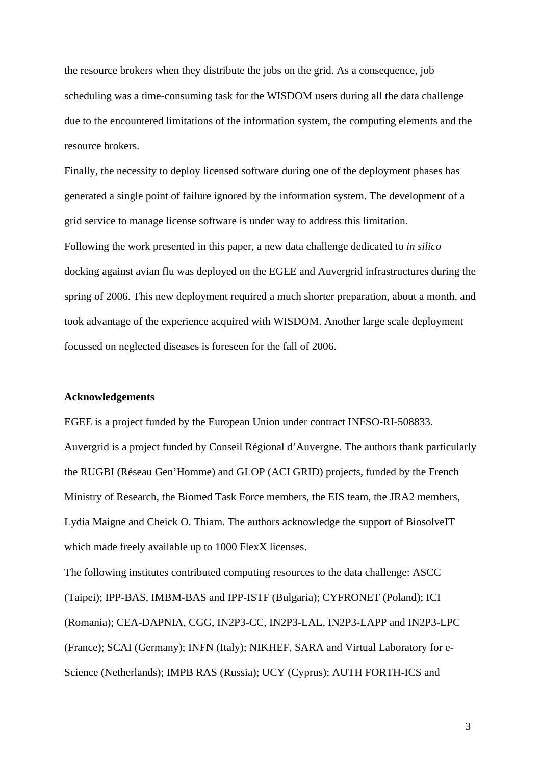the resource brokers when they distribute the jobs on the grid. As a consequence, job scheduling was a time-consuming task for the WISDOM users during all the data challenge due to the encountered limitations of the information system, the computing elements and the resource brokers.

Finally, the necessity to deploy licensed software during one of the deployment phases has generated a single point of failure ignored by the information system. The development of a grid service to manage license software is under way to address this limitation.

Following the work presented in this paper, a new data challenge dedicated to *in silico* docking against avian flu was deployed on the EGEE and Auvergrid infrastructures during the spring of 2006. This new deployment required a much shorter preparation, about a month, and took advantage of the experience acquired with WISDOM. Another large scale deployment focussed on neglected diseases is foreseen for the fall of 2006.

**Acknowledgements**

EGEE is a project funded by the European Union under contract INFSO-RI-508833. Auvergrid is a project funded by Conseil Régional d'Auvergne. The authors thank particularly the RUGBI (Réseau Gen'Homme) and GLOP (ACI GRID) projects, funded by the French Ministry of Research, the Biomed Task Force members, the EIS team, the JRA2 members, Lydia Maigne and Cheick O. Thiam. The authors acknowledge the support of BiosolveIT which made freely available up to 1000 FlexX licenses.

The following institutes contributed computing resources to the data challenge: ASCC (Taipei); IPP-BAS, IMBM-BAS and IPP-ISTF (Bulgaria); CYFRONET (Poland); ICI (Romania); CEA-DAPNIA, CGG, IN2P3-CC, IN2P3-LAL, IN2P3-LAPP and IN2P3-LPC (France); SCAI (Germany); INFN (Italy); NIKHEF, SARA and Virtual Laboratory for e-Science (Netherlands); IMPB RAS (Russia); UCY (Cyprus); AUTH FORTH-ICS and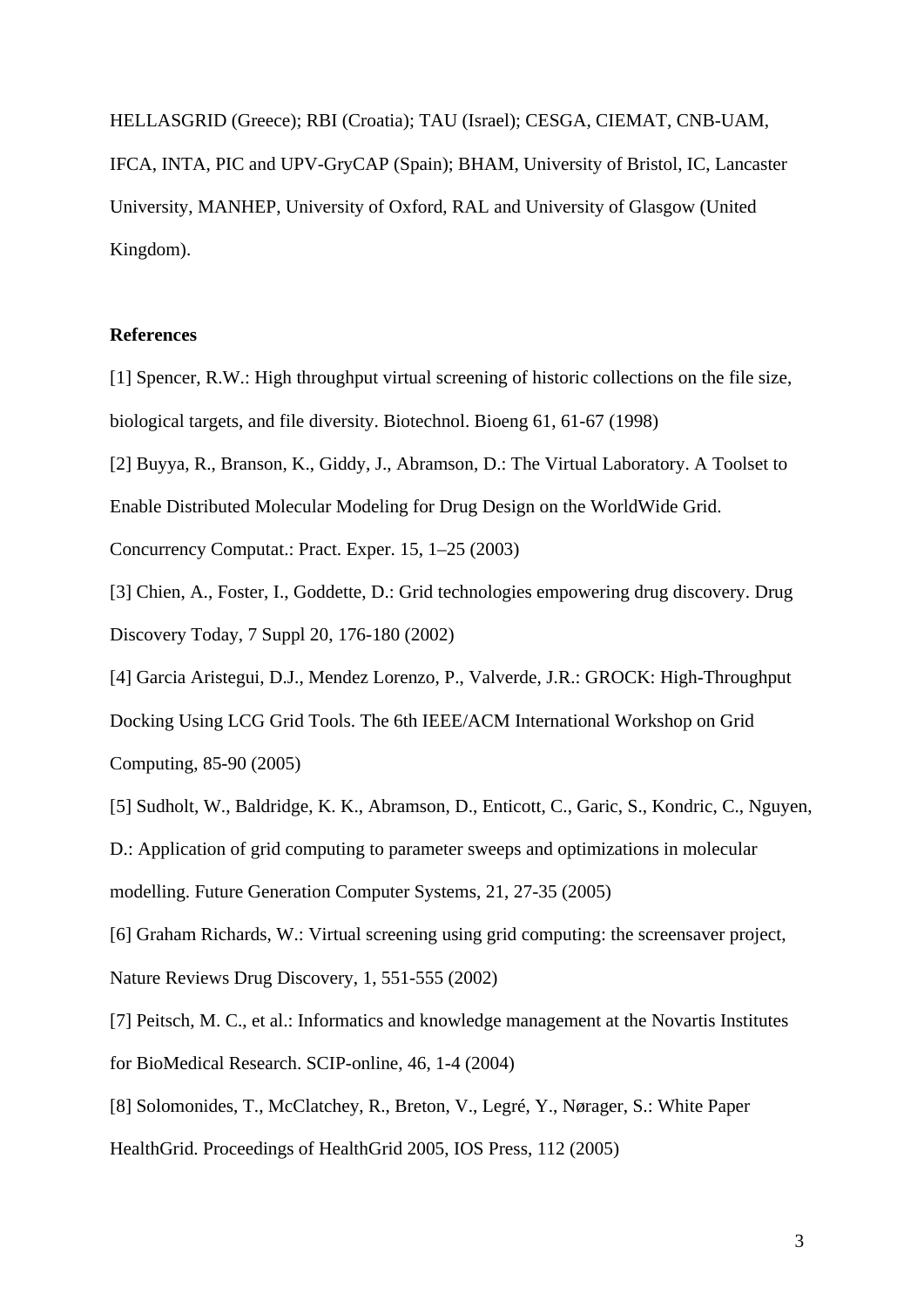HELLASGRID (Greece); RBI (Croatia); TAU (Israel); CESGA, CIEMAT, CNB-UAM, IFCA, INTA, PIC and UPV-GryCAP (Spain); BHAM, University of Bristol, IC, Lancaster University, MANHEP, University of Oxford, RAL and University of Glasgow (United Kingdom).

**References**

[1] Spencer, R.W.: High throughput virtual screening of historic collections on the file size, biological targets, and file diversity. Biotechnol. Bioeng 61, 61-67 (1998)

[2] Buyya, R., Branson, K., Giddy, J., Abramson, D.: The Virtual Laboratory. A Toolset to Enable Distributed Molecular Modeling for Drug Design on the WorldWide Grid. Concurrency Computat.: Pract. Exper. 15, 1–25 (2003)

[3] Chien, A., Foster, I., Goddette, D.: Grid technologies empowering drug discovery. Drug Discovery Today, 7 Suppl 20, 176-180 (2002)

[4] Garcia Aristegui, D.J., Mendez Lorenzo, P., Valverde, J.R.: GROCK: High-Throughput Docking Using LCG Grid Tools. The 6th IEEE/ACM International Workshop on Grid Computing, 85-90 (2005)

[5] Sudholt, W., Baldridge, K. K., Abramson, D., Enticott, C., Garic, S., Kondric, C., Nguyen, D.: Application of grid computing to parameter sweeps and optimizations in molecular modelling. Future Generation Computer Systems, 21, 27-35 (2005)

[6] Graham Richards, W.: Virtual screening using grid computing: the screensaver project, Nature Reviews Drug Discovery, 1, 551-555 (2002)

[7] Peitsch, M. C., et al.: Informatics and knowledge management at the Novartis Institutes for BioMedical Research. SCIP-online, 46, 1-4 (2004)

[8] Solomonides, T., McClatchey, R., Breton, V., Legré, Y., Nørager, S.: White Paper HealthGrid. Proceedings of HealthGrid 2005, IOS Press, 112 (2005)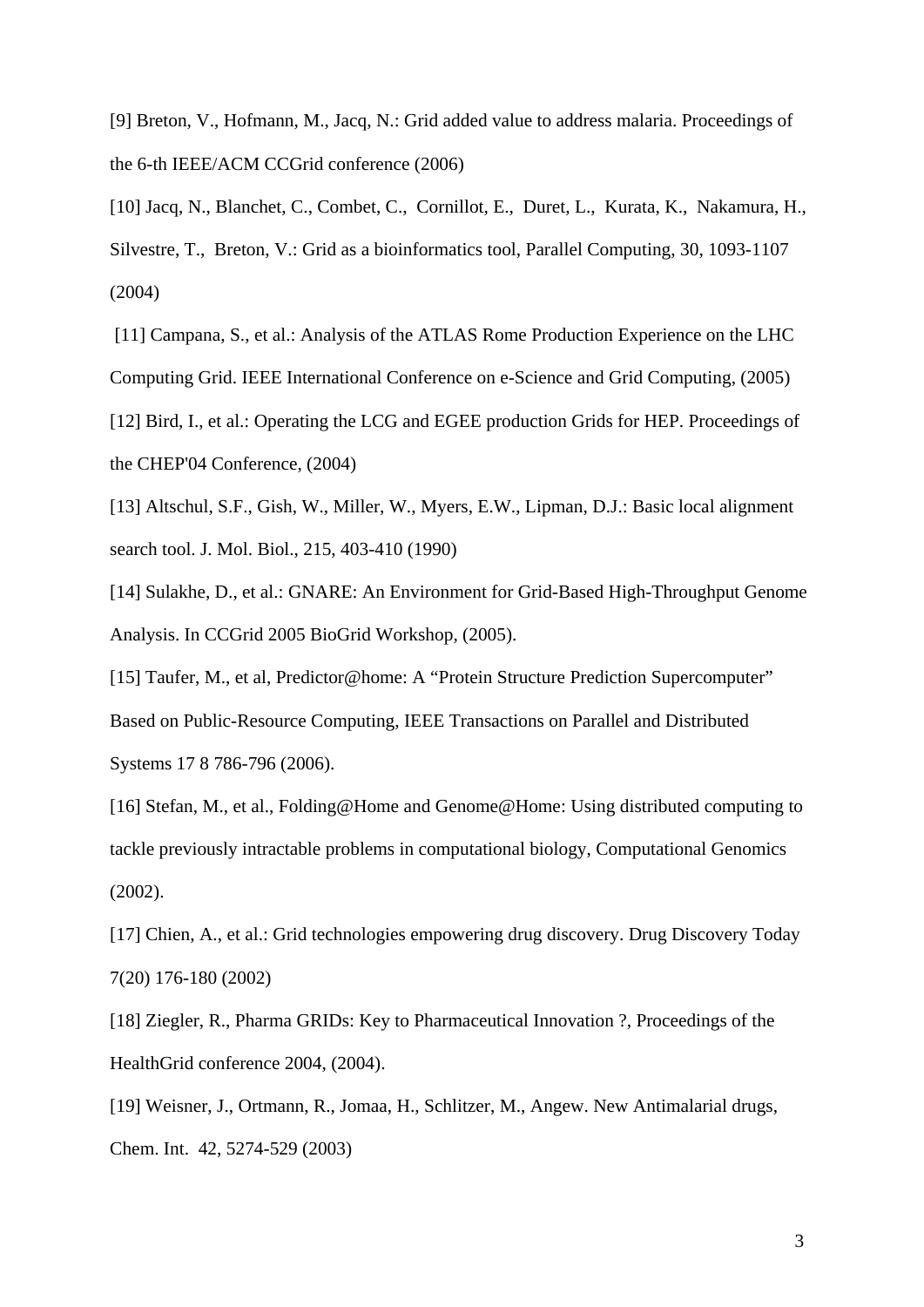[9] Breton, V., Hofmann, M., Jacq, N.: Grid added value to address malaria. Proceedings of the 6-th IEEE/ACM CCGrid conference (2006)

[10] Jacq, N., Blanchet, C., Combet, C., Cornillot, E., Duret, L., Kurata, K., Nakamura, H., Silvestre, T., Breton, V.: Grid as a bioinformatics tool, Parallel Computing, 30, 1093-1107 (2004)

[11] Campana, S., et al.: Analysis of the ATLAS Rome Production Experience on the LHC Computing Grid. IEEE International Conference on e-Science and Grid Computing, (2005)

[12] Bird, I., et al.: Operating the LCG and EGEE production Grids for HEP. Proceedings of the CHEP'04 Conference, (2004)

[13] Altschul, S.F., Gish, W., Miller, W., Myers, E.W., Lipman, D.J.: Basic local alignment search tool. J. Mol. Biol., 215, 403-410 (1990)

[14] Sulakhe, D., et al.: GNARE: An Environment for Grid-Based High-Throughput Genome Analysis. In CCGrid 2005 BioGrid Workshop, (2005).

[15] Taufer, M., et al, Predictor@home: A "Protein Structure Prediction Supercomputer" Based on Public-Resource Computing, IEEE Transactions on Parallel and Distributed Systems 17 8 786-796 (2006).

[16] Stefan, M., et al., Folding@Home and Genome@Home: Using distributed computing to tackle previously intractable problems in computational biology, Computational Genomics (2002).

[17] Chien, A., et al.: Grid technologies empowering drug discovery. Drug Discovery Today 7(20) 176-180 (2002)

[18] Ziegler, R., Pharma GRIDs: Key to Pharmaceutical Innovation ?, Proceedings of the HealthGrid conference 2004, (2004).

[19] Weisner, J., Ortmann, R., Jomaa, H., Schlitzer, M., Angew. New Antimalarial drugs, Chem. Int. 42, 5274-529 (2003)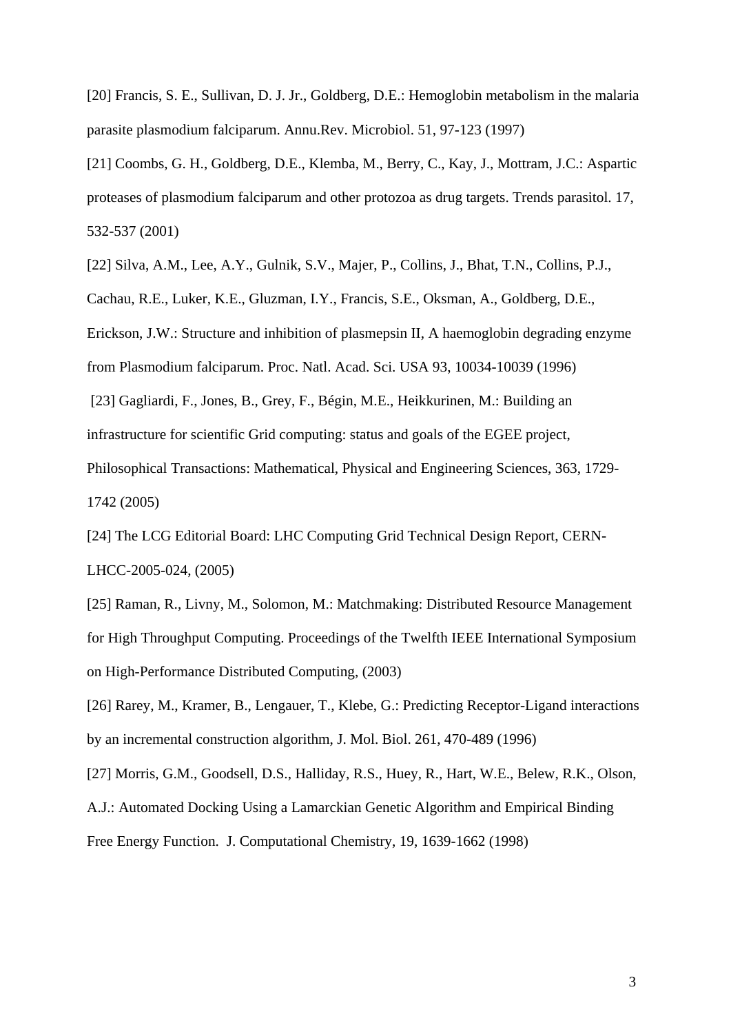[20] Francis, S. E., Sullivan, D. J. Jr., Goldberg, D.E.: Hemoglobin metabolism in the malaria parasite plasmodium falciparum. Annu.Rev. Microbiol. 51, 97-123 (1997)

[21] Coombs, G. H., Goldberg, D.E., Klemba, M., Berry, C., Kay, J., Mottram, J.C.: Aspartic proteases of plasmodium falciparum and other protozoa as drug targets. Trends parasitol. 17, 532-537 (2001)

[22] Silva, A.M., Lee, A.Y., Gulnik, S.V., Majer, P., Collins, J., Bhat, T.N., Collins, P.J., Cachau, R.E., Luker, K.E., Gluzman, I.Y., Francis, S.E., Oksman, A., Goldberg, D.E., Erickson, J.W.: Structure and inhibition of plasmepsin II, A haemoglobin degrading enzyme from Plasmodium falciparum. Proc. Natl. Acad. Sci. USA 93, 10034-10039 (1996)

[23] Gagliardi, F., Jones, B., Grey, F., Bégin, M.E., Heikkurinen, M.: Building an infrastructure for scientific Grid computing: status and goals of the EGEE project, Philosophical Transactions: Mathematical, Physical and Engineering Sciences, 363, 1729-1742 (2005)

[24] The LCG Editorial Board: LHC Computing Grid Technical Design Report, CERN-LHCC-2005-024, (2005)

[25] Raman, R., Livny, M., Solomon, M.: Matchmaking: Distributed Resource Management for High Throughput Computing. Proceedings of the Twelfth IEEE International Symposium on High-Performance Distributed Computing, (2003)

[26] Rarey, M., Kramer, B., Lengauer, T., Klebe, G.: Predicting Receptor-Ligand interactions by an incremental construction algorithm, J. Mol. Biol. 261, 470-489 (1996)

[27] Morris, G.M., Goodsell, D.S., Halliday, R.S., Huey, R., Hart, W.E., Belew, R.K., Olson, A.J.: Automated Docking Using a Lamarckian Genetic Algorithm and Empirical Binding Free Energy Function. J. Computational Chemistry, 19, 1639-1662 (1998)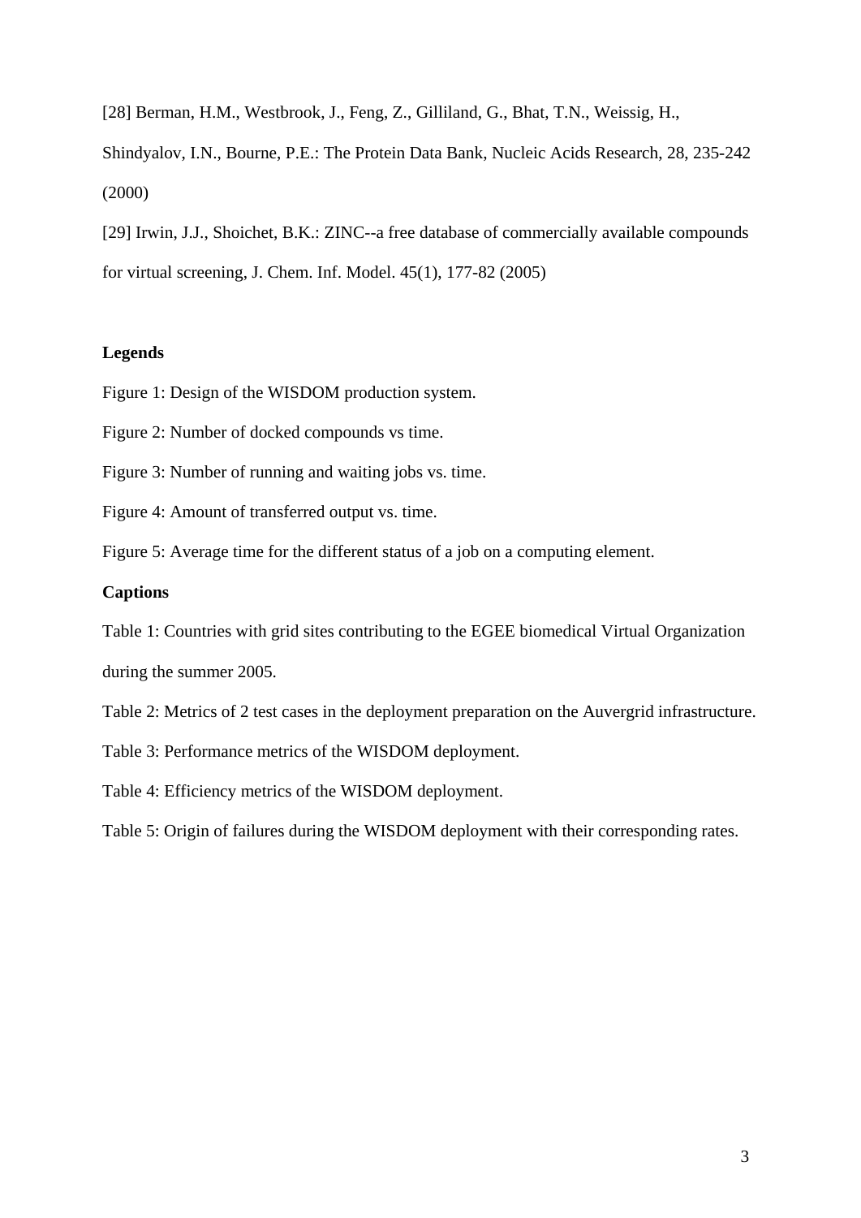[28] Berman, H.M., Westbrook, J., Feng, Z., Gilliland, G., Bhat, T.N., Weissig, H., Shindyalov, I.N., Bourne, P.E.: The Protein Data Bank, Nucleic Acids Research, 28, 235-242 (2000)

[29] Irwin, J.J., Shoichet, B.K.: ZINC--a free database of commercially available compounds for virtual screening, J. Chem. Inf. Model. 45(1), 177-82 (2005)

**Legends**

Figure 1: Design of the WISDOM production system.

Figure 2: Number of docked compounds vs time.

Figure 3: Number of running and waiting jobs vs. time.

Figure 4: Amount of transferred output vs. time.

Figure 5: Average time for the different status of a job on a computing element.

**Captions**

Table 1: Countries with grid sites contributing to the EGEE biomedical Virtual Organization during the summer 2005.

Table 2: Metrics of 2 test cases in the deployment preparation on the Auvergrid infrastructure.

Table 3: Performance metrics of the WISDOM deployment.

Table 4: Efficiency metrics of the WISDOM deployment.

Table 5: Origin of failures during the WISDOM deployment with their corresponding rates.